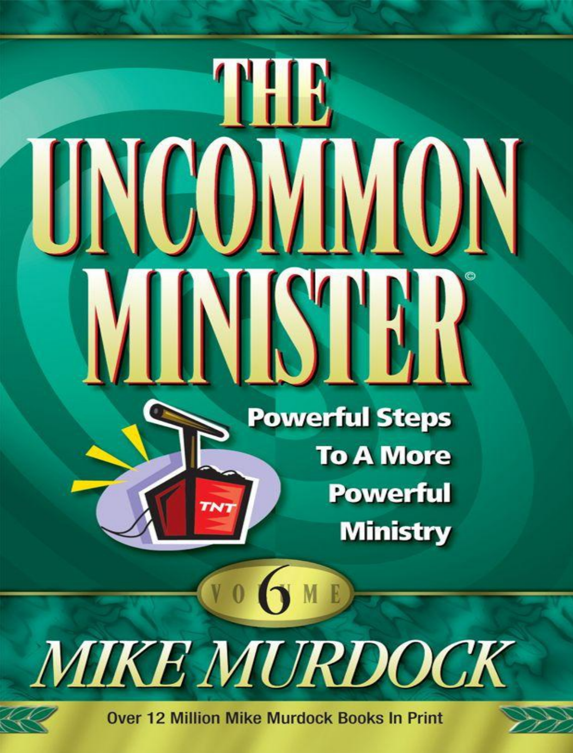# THE UNCOMMON MINISTER©

**Powerful Steps To A More Powerful Ministry**

VOLUME 6

## MIKE MURDOCK

Over 12 Million Mike Murdock Books In Print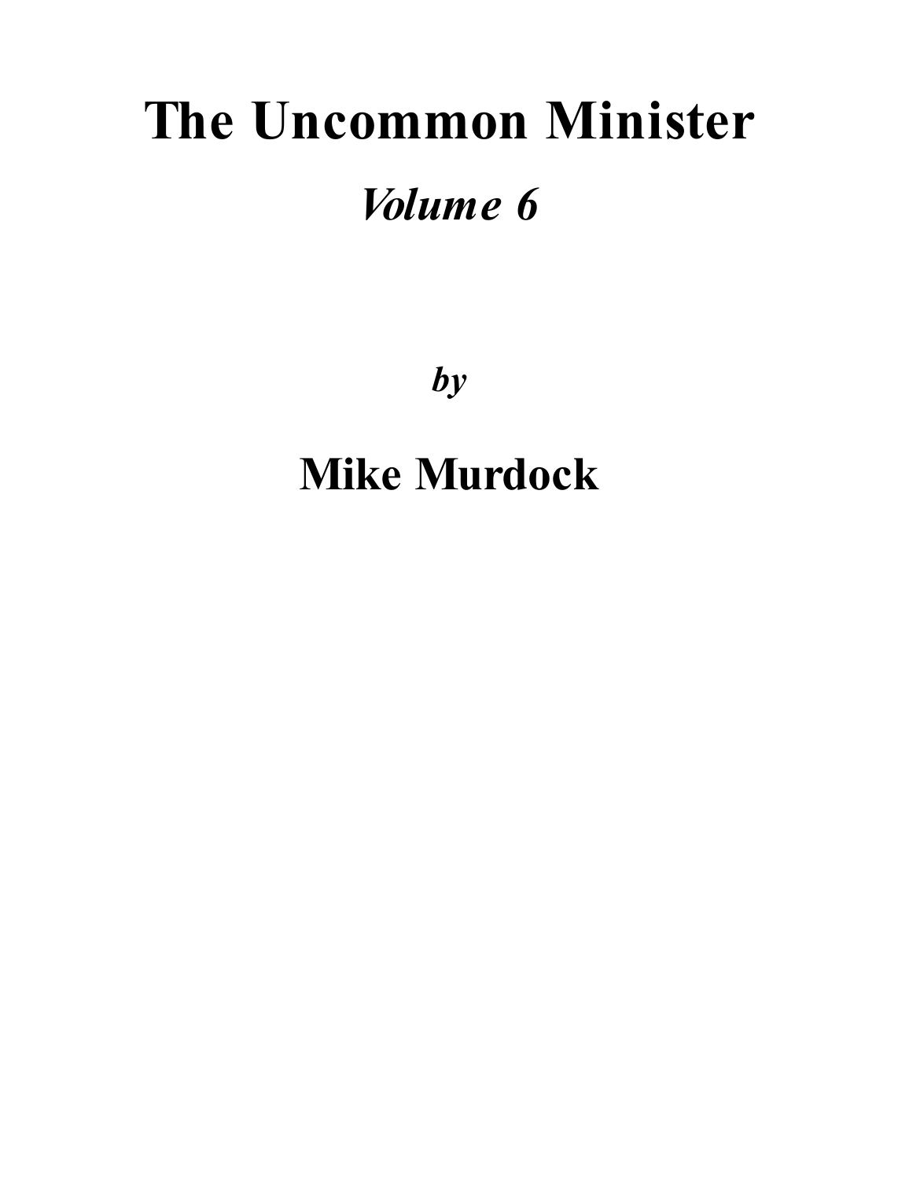# The Uncommon Minister

## *Volume 6*

***by***

## Mike Murdock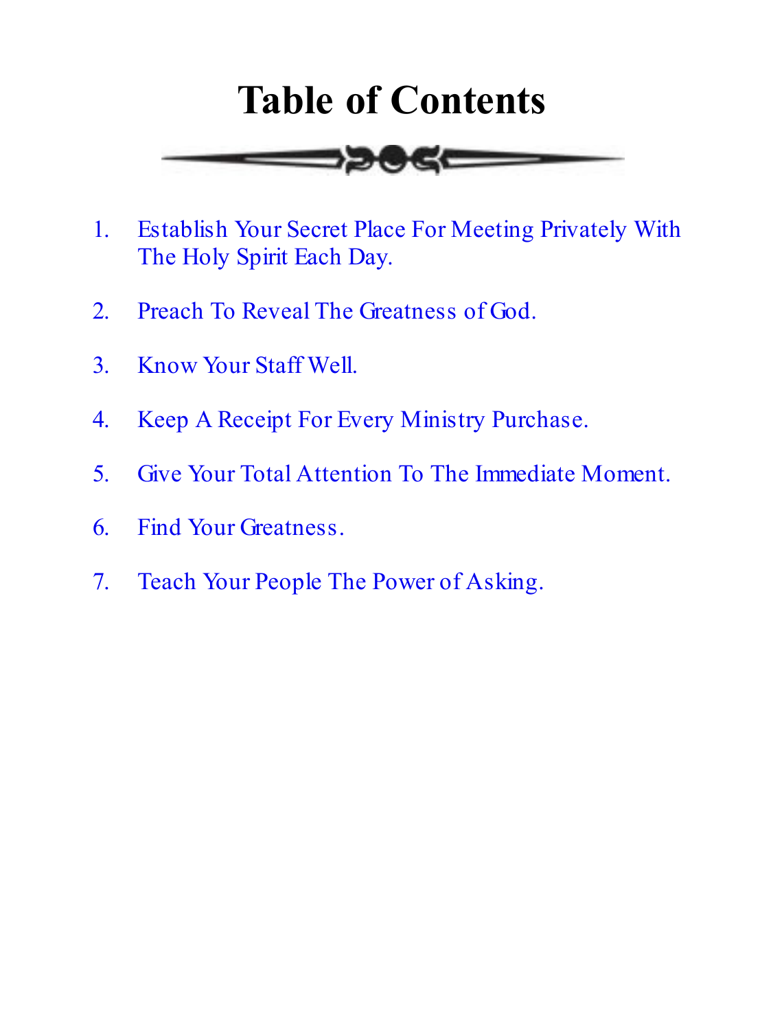# Table of Contents

1. Establish Your Secret Place For Meeting Privately With The Holy Spirit Each Day.

2. Preach To Reveal The Greatness of God.

3. Know Your Staff Well.

4. Keep A Receipt For Every Ministry Purchase.

5. Give Your Total Attention To The Immediate Moment.

6. Find Your Greatness.

7. Teach Your People The Power of Asking.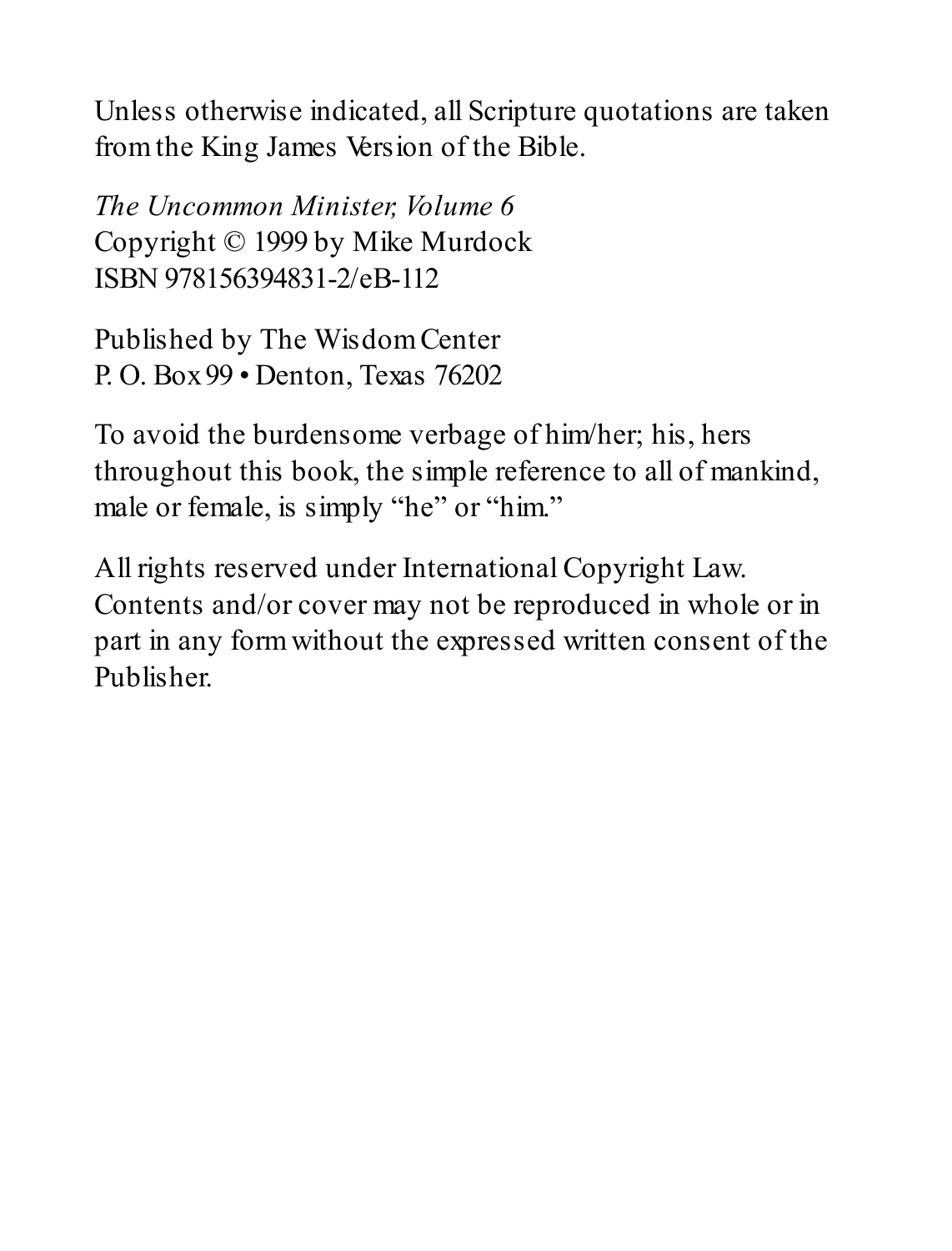Unless otherwise indicated, all Scripture quotations are taken from the King James Version of the Bible.

*The Uncommon Minister, Volume 6*
Copyright © 1999 by Mike Murdock
ISBN 978156394831-2/eB-112

Published by The Wisdom Center
P. O. Box 99 • Denton, Texas 76202

To avoid the burdensome verbage of him/her; his, hers throughout this book, the simple reference to all of mankind, male or female, is simply "he" or "him."

All rights reserved under International Copyright Law. Contents and/or cover may not be reproduced in whole or in part in any form without the expressed written consent of the Publisher.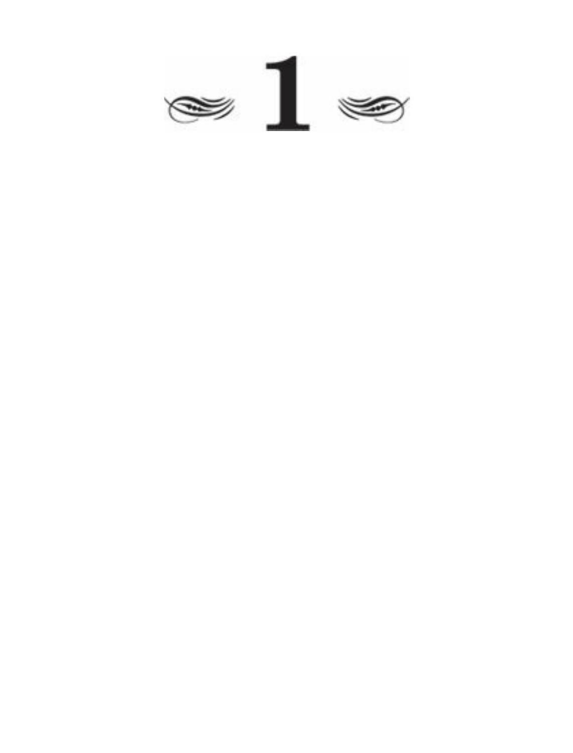# 1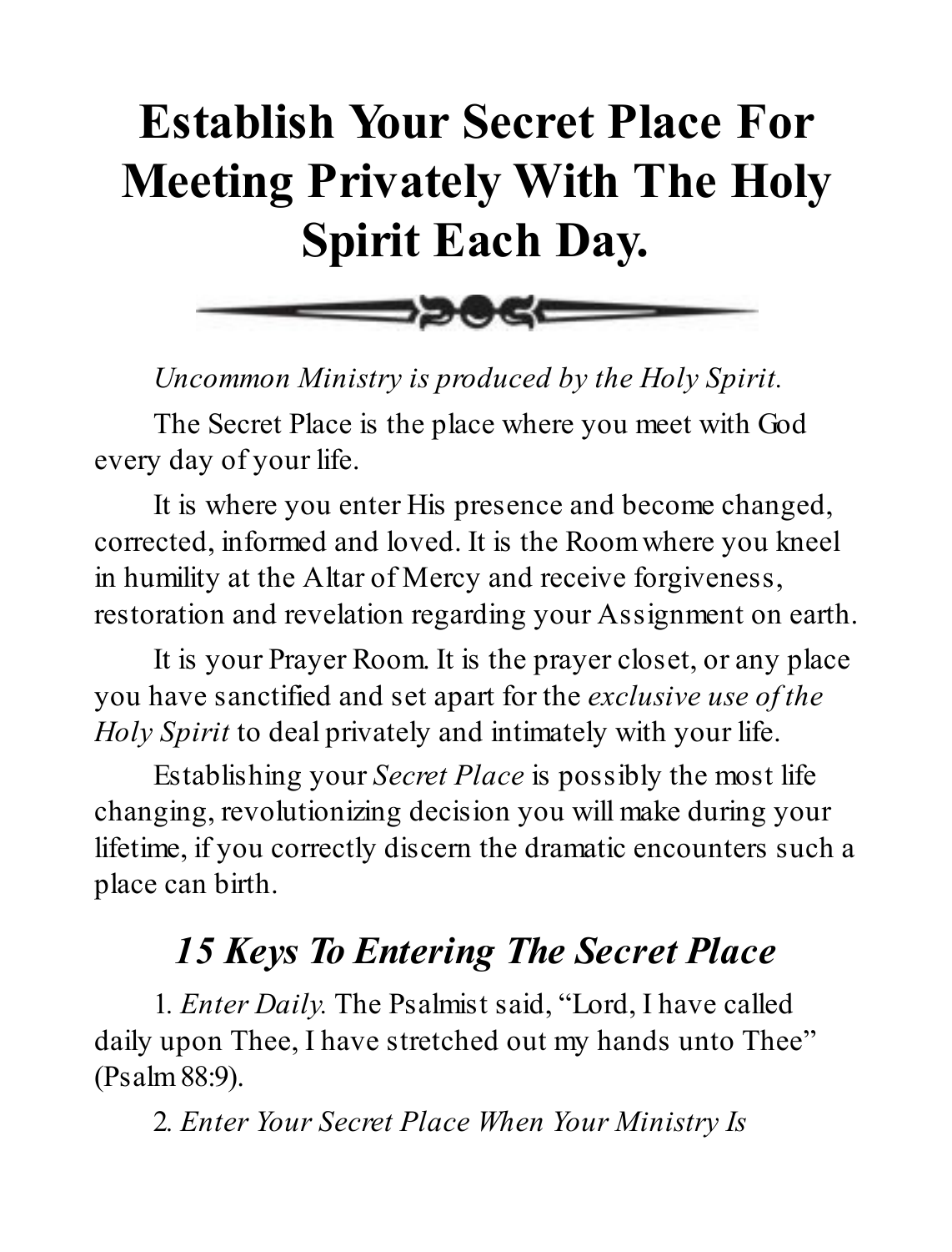# Establish Your Secret Place For Meeting Privately With The Holy Spirit Each Day.

*Uncommon Ministry is produced by the Holy Spirit.*

The Secret Place is the place where you meet with God every day of your life.

It is where you enter His presence and become changed, corrected, informed and loved. It is the Room where you kneel in humility at the Altar of Mercy and receive forgiveness, restoration and revelation regarding your Assignment on earth.

It is your Prayer Room. It is the prayer closet, or any place you have sanctified and set apart for the *exclusive use of the Holy Spirit* to deal privately and intimately with your life.

Establishing your *Secret Place* is possibly the most life changing, revolutionizing decision you will make during your lifetime, if you correctly discern the dramatic encounters such a place can birth.

## *15 Keys To Entering The Secret Place*

1. *Enter Daily.* The Psalmist said, "Lord, I have called daily upon Thee, I have stretched out my hands unto Thee" (Psalm 88:9).

2. *Enter Your Secret Place When Your Ministry Is*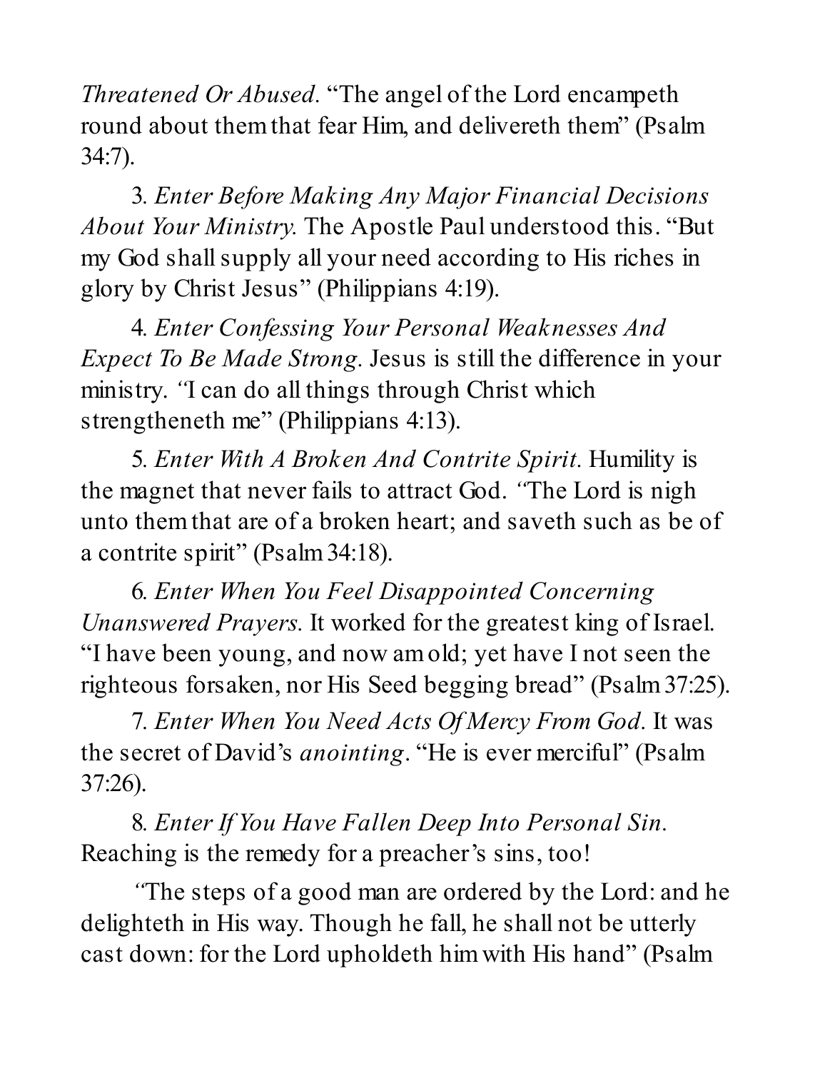*Threatened Or Abused.* "The angel of the Lord encampeth round about them that fear Him, and delivereth them" (Psalm 34:7).

3. *Enter Before Making Any Major Financial Decisions About Your Ministry.* The Apostle Paul understood this. "But my God shall supply all your need according to His riches in glory by Christ Jesus" (Philippians 4:19).

4. *Enter Confessing Your Personal Weaknesses And Expect To Be Made Strong.* Jesus is still the difference in your ministry. "I can do all things through Christ which strengtheneth me" (Philippians 4:13).

5. *Enter With A Broken And Contrite Spirit.* Humility is the magnet that never fails to attract God. "The Lord is nigh unto them that are of a broken heart; and saveth such as be of a contrite spirit" (Psalm 34:18).

6. *Enter When You Feel Disappointed Concerning Unanswered Prayers.* It worked for the greatest king of Israel. "I have been young, and now am old; yet have I not seen the righteous forsaken, nor His Seed begging bread" (Psalm 37:25).

7. *Enter When You Need Acts Of Mercy From God.* It was the secret of David's *anointing*. "He is ever merciful" (Psalm 37:26).

8. *Enter If You Have Fallen Deep Into Personal Sin.* Reaching is the remedy for a preacher's sins, too!

"The steps of a good man are ordered by the Lord: and he delighteth in His way. Though he fall, he shall not be utterly cast down: for the Lord upholdeth him with His hand" (Psalm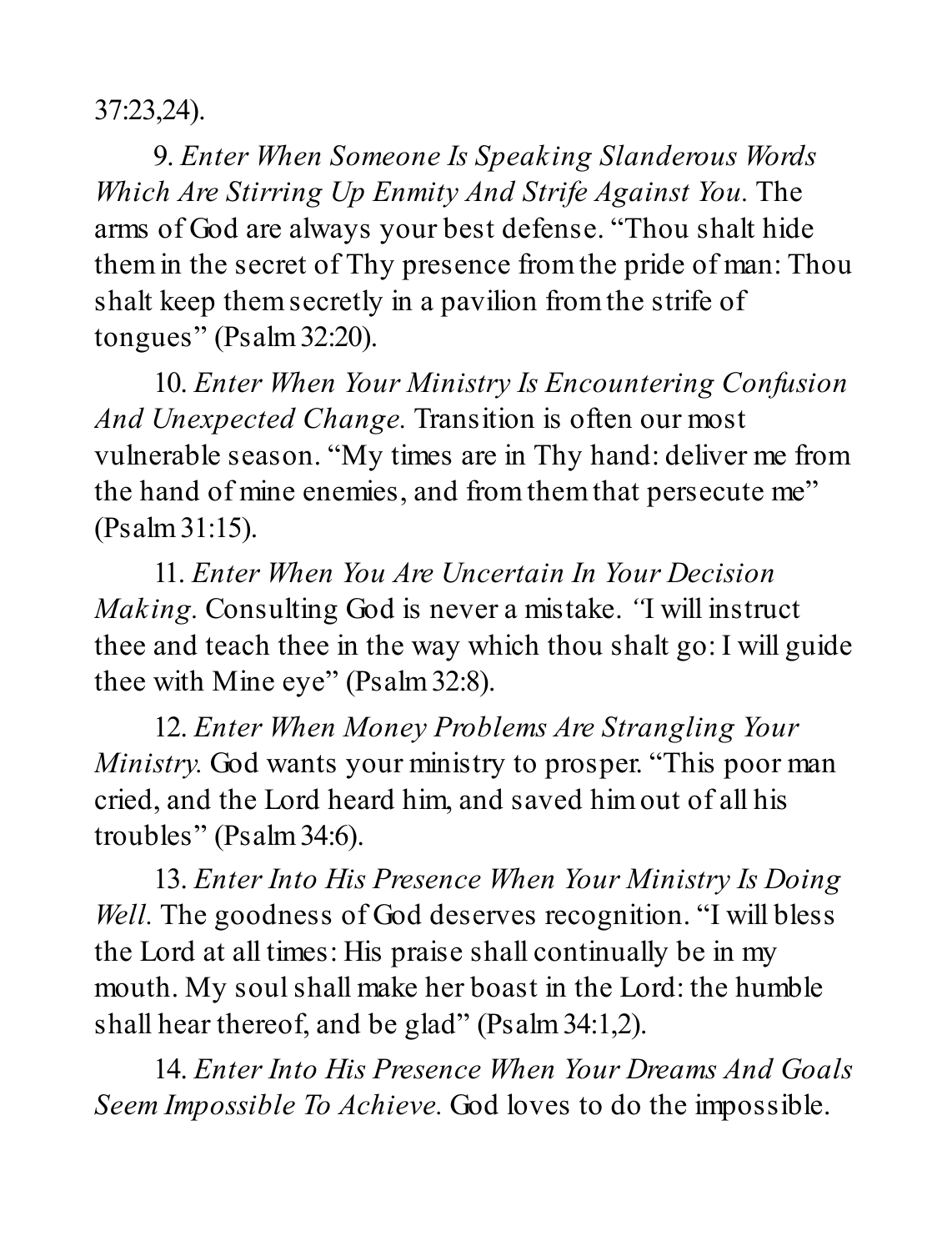37:23,24).

9. *Enter When Someone Is Speaking Slanderous Words Which Are Stirring Up Enmity And Strife Against You.* The arms of God are always your best defense. "Thou shalt hide them in the secret of Thy presence from the pride of man: Thou shalt keep them secretly in a pavilion from the strife of tongues" (Psalm 32:20).

10. *Enter When Your Ministry Is Encountering Confusion And Unexpected Change.* Transition is often our most vulnerable season. "My times are in Thy hand: deliver me from the hand of mine enemies, and from them that persecute me" (Psalm 31:15).

11. *Enter When You Are Uncertain In Your Decision Making.* Consulting God is never a mistake. "I will instruct thee and teach thee in the way which thou shalt go: I will guide thee with Mine eye" (Psalm 32:8).

12. *Enter When Money Problems Are Strangling Your Ministry.* God wants your ministry to prosper. "This poor man cried, and the Lord heard him, and saved him out of all his troubles" (Psalm 34:6).

13. *Enter Into His Presence When Your Ministry Is Doing Well.* The goodness of God deserves recognition. "I will bless the Lord at all times: His praise shall continually be in my mouth. My soul shall make her boast in the Lord: the humble shall hear thereof, and be glad" (Psalm 34:1,2).

14. *Enter Into His Presence When Your Dreams And Goals Seem Impossible To Achieve.* God loves to do the impossible.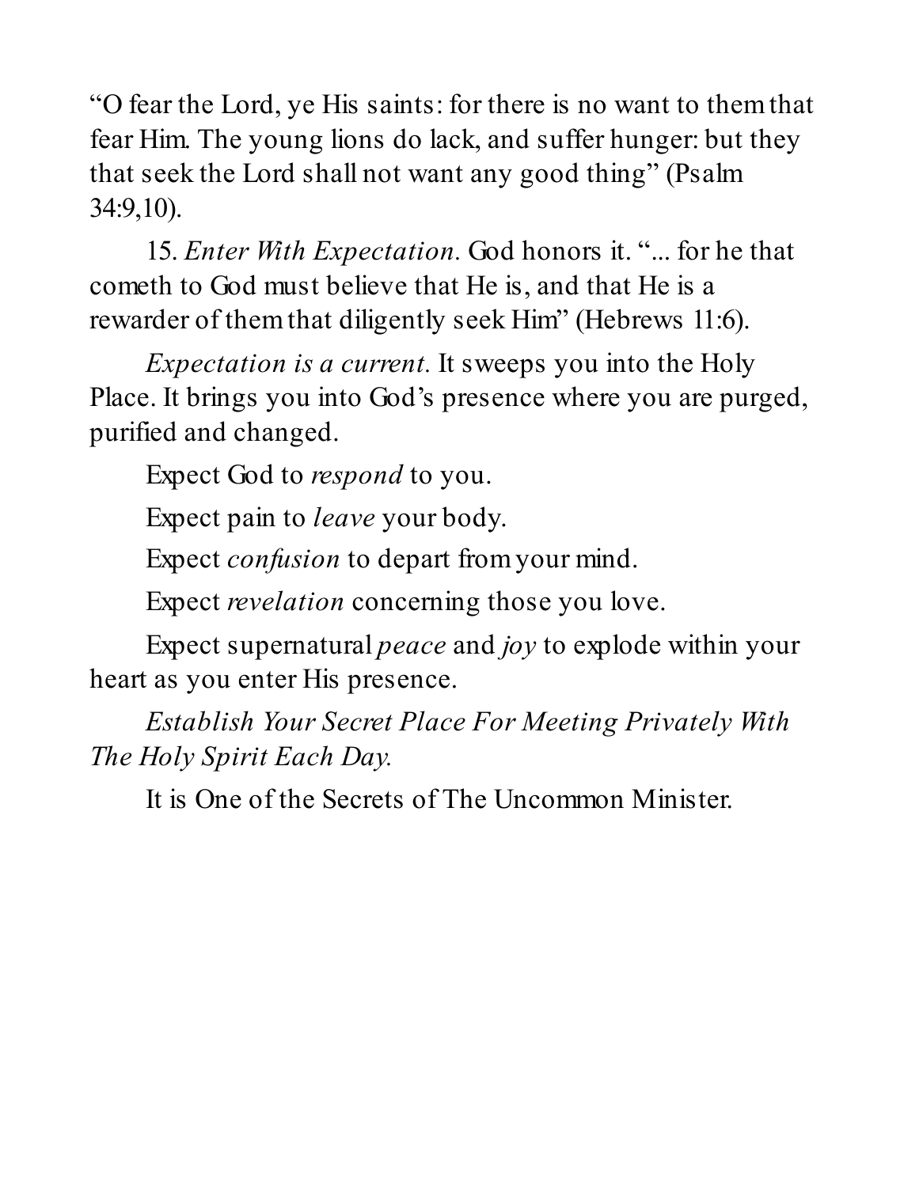"O fear the Lord, ye His saints: for there is no want to them that fear Him. The young lions do lack, and suffer hunger: but they that seek the Lord shall not want any good thing" (Psalm 34:9,10).

15. *Enter With Expectation.* God honors it. "... for he that cometh to God must believe that He is, and that He is a rewarder of them that diligently seek Him" (Hebrews 11:6).

*Expectation is a current.* It sweeps you into the Holy Place. It brings you into God's presence where you are purged, purified and changed.

Expect God to *respond* to you.

Expect pain to *leave* your body.

Expect *confusion* to depart from your mind.

Expect *revelation* concerning those you love.

Expect supernatural *peace* and *joy* to explode within your heart as you enter His presence.

*Establish Your Secret Place For Meeting Privately With The Holy Spirit Each Day.*

It is One of the Secrets of The Uncommon Minister.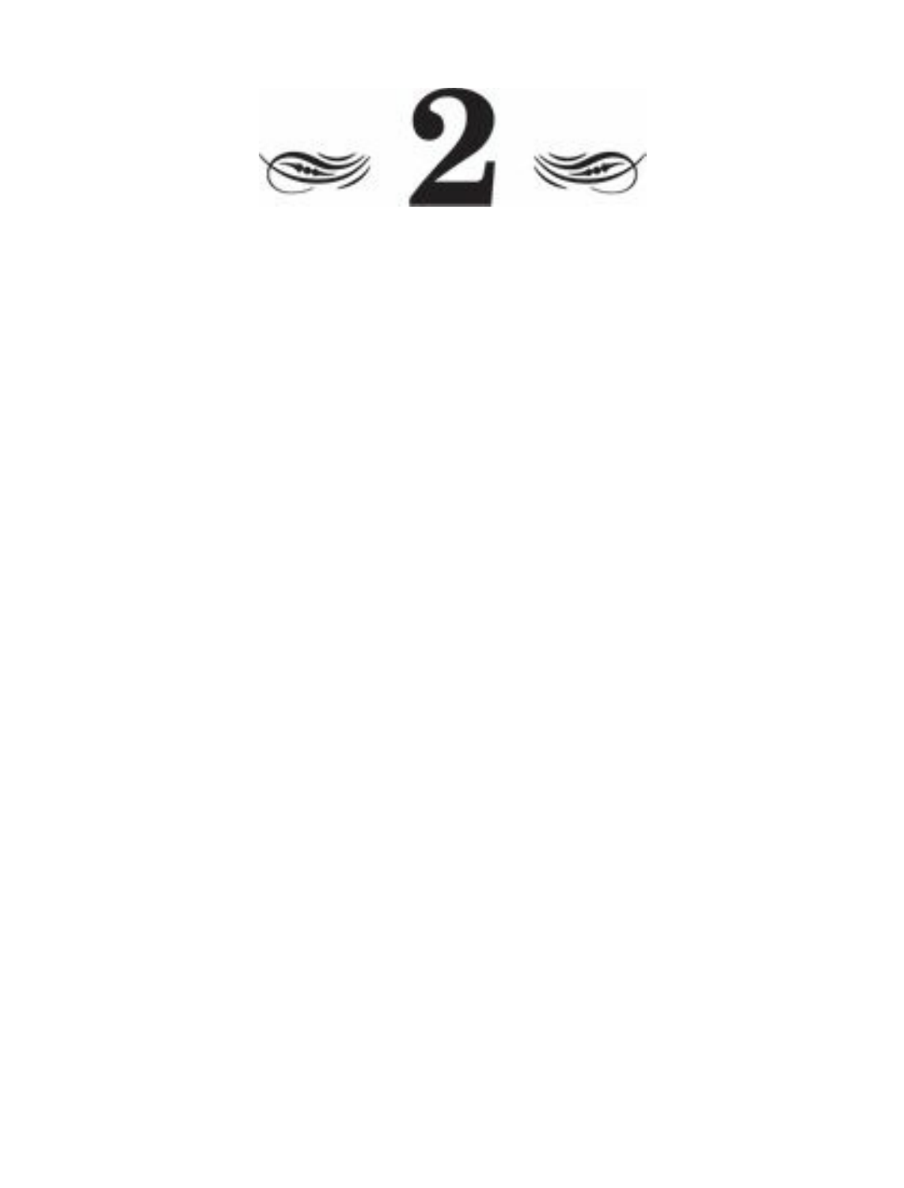# 2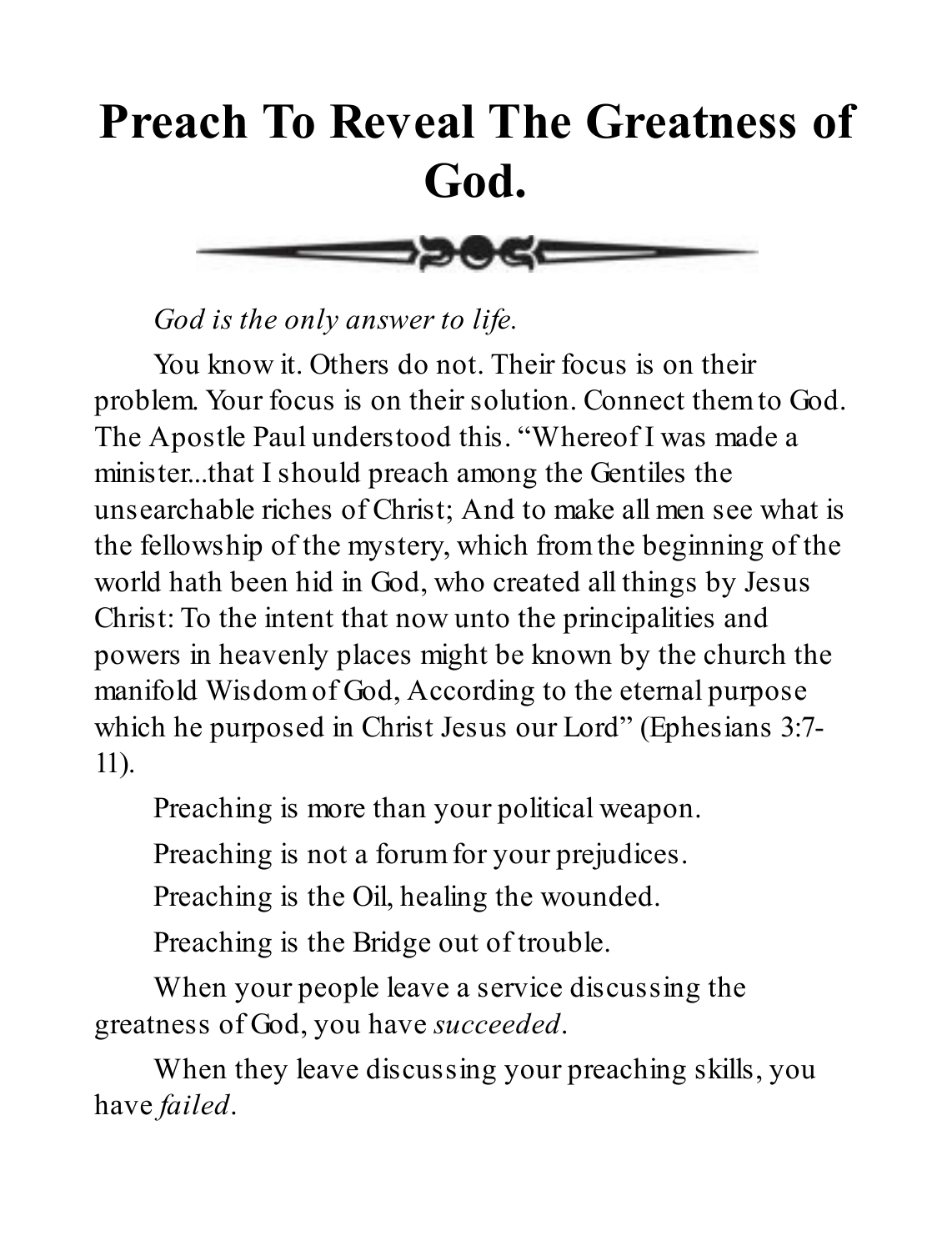# Preach To Reveal The Greatness of God.

*God is the only answer to life.*

You know it. Others do not. Their focus is on their problem. Your focus is on their solution. Connect them to God. The Apostle Paul understood this. "Whereof I was made a minister...that I should preach among the Gentiles the unsearchable riches of Christ; And to make all men see what is the fellowship of the mystery, which from the beginning of the world hath been hid in God, who created all things by Jesus Christ: To the intent that now unto the principalities and powers in heavenly places might be known by the church the manifold Wisdom of God, According to the eternal purpose which he purposed in Christ Jesus our Lord" (Ephesians 3:7-11).

Preaching is more than your political weapon.

Preaching is not a forum for your prejudices.

Preaching is the Oil, healing the wounded.

Preaching is the Bridge out of trouble.

When your people leave a service discussing the greatness of God, you have *succeeded*.

When they leave discussing your preaching skills, you have *failed*.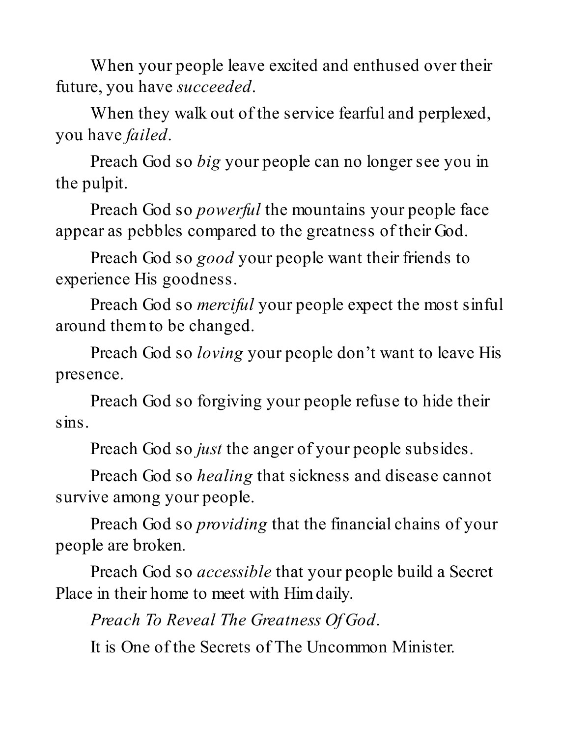When your people leave excited and enthused over their future, you have *succeeded*.

When they walk out of the service fearful and perplexed, you have *failed*.

Preach God so *big* your people can no longer see you in the pulpit.

Preach God so *powerful* the mountains your people face appear as pebbles compared to the greatness of their God.

Preach God so *good* your people want their friends to experience His goodness.

Preach God so *merciful* your people expect the most sinful around them to be changed.

Preach God so *loving* your people don't want to leave His presence.

Preach God so forgiving your people refuse to hide their sins.

Preach God so *just* the anger of your people subsides.

Preach God so *healing* that sickness and disease cannot survive among your people.

Preach God so *providing* that the financial chains of your people are broken.

Preach God so *accessible* that your people build a Secret Place in their home to meet with Him daily.

*Preach To Reveal The Greatness Of God*.

It is One of the Secrets of The Uncommon Minister.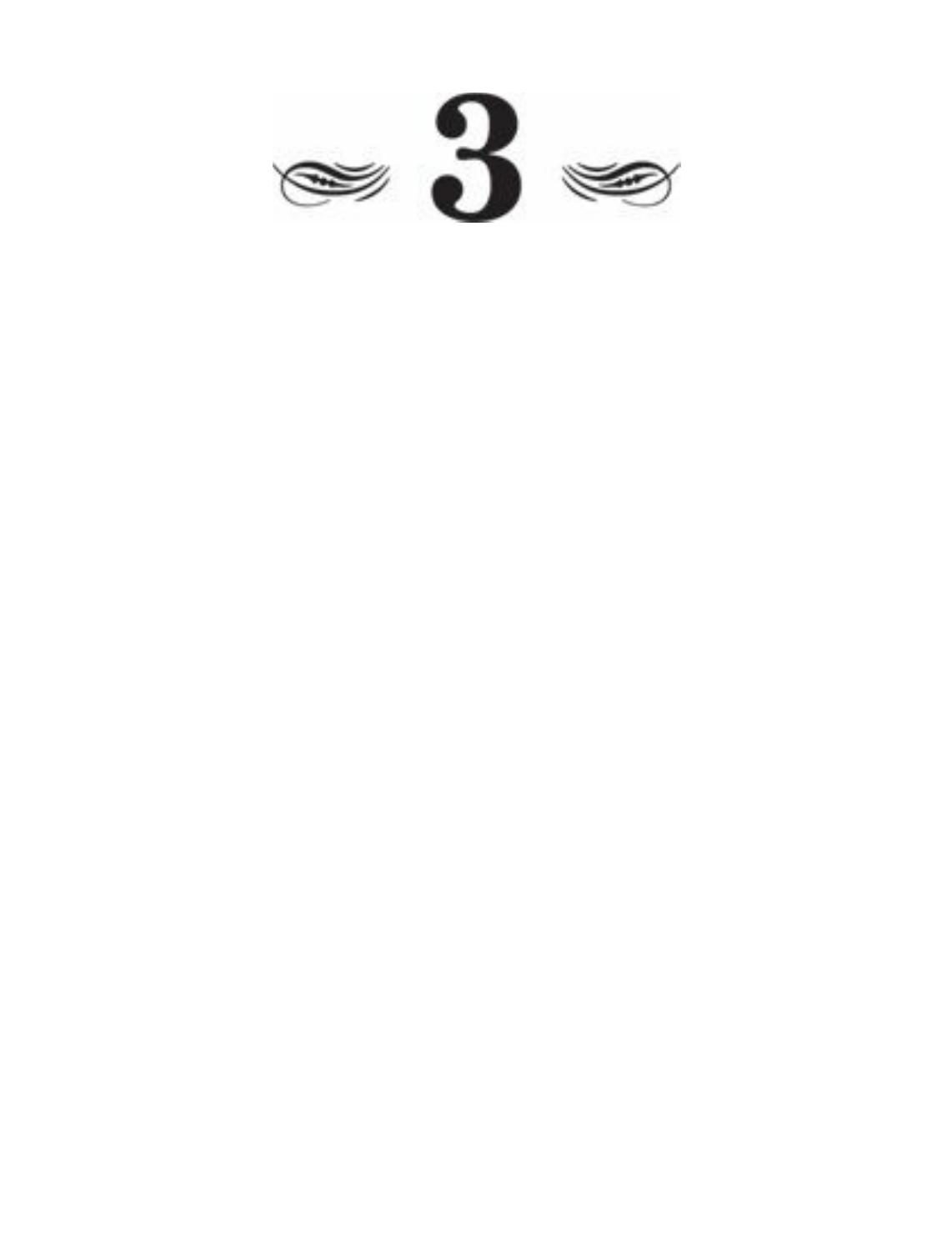# 3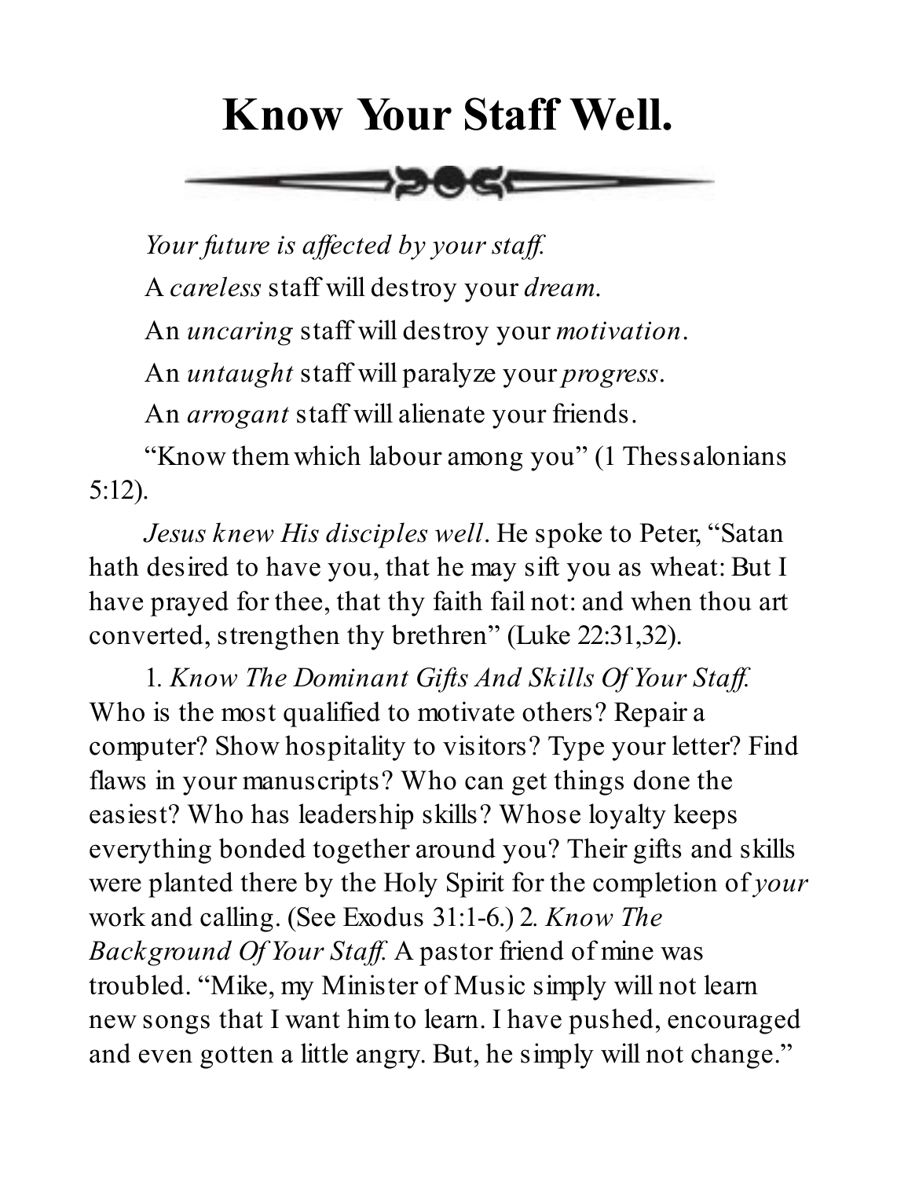# Know Your Staff Well.

*Your future is affected by your staff.*

A *careless* staff will destroy your *dream*.

An *uncaring* staff will destroy your *motivation*.

An *untaught* staff will paralyze your *progress*.

An *arrogant* staff will alienate your friends.

"Know them which labour among you" (1 Thessalonians 5:12).

*Jesus knew His disciples well*. He spoke to Peter, "Satan hath desired to have you, that he may sift you as wheat: But I have prayed for thee, that thy faith fail not: and when thou art converted, strengthen thy brethren" (Luke 22:31,32).

1. *Know The Dominant Gifts And Skills Of Your Staff.* Who is the most qualified to motivate others? Repair a computer? Show hospitality to visitors? Type your letter? Find flaws in your manuscripts? Who can get things done the easiest? Who has leadership skills? Whose loyalty keeps everything bonded together around you? Their gifts and skills were planted there by the Holy Spirit for the completion of *your* work and calling. (See Exodus 31:1-6.) 2. *Know The Background Of Your Staff.* A pastor friend of mine was troubled. "Mike, my Minister of Music simply will not learn new songs that I want him to learn. I have pushed, encouraged and even gotten a little angry. But, he simply will not change."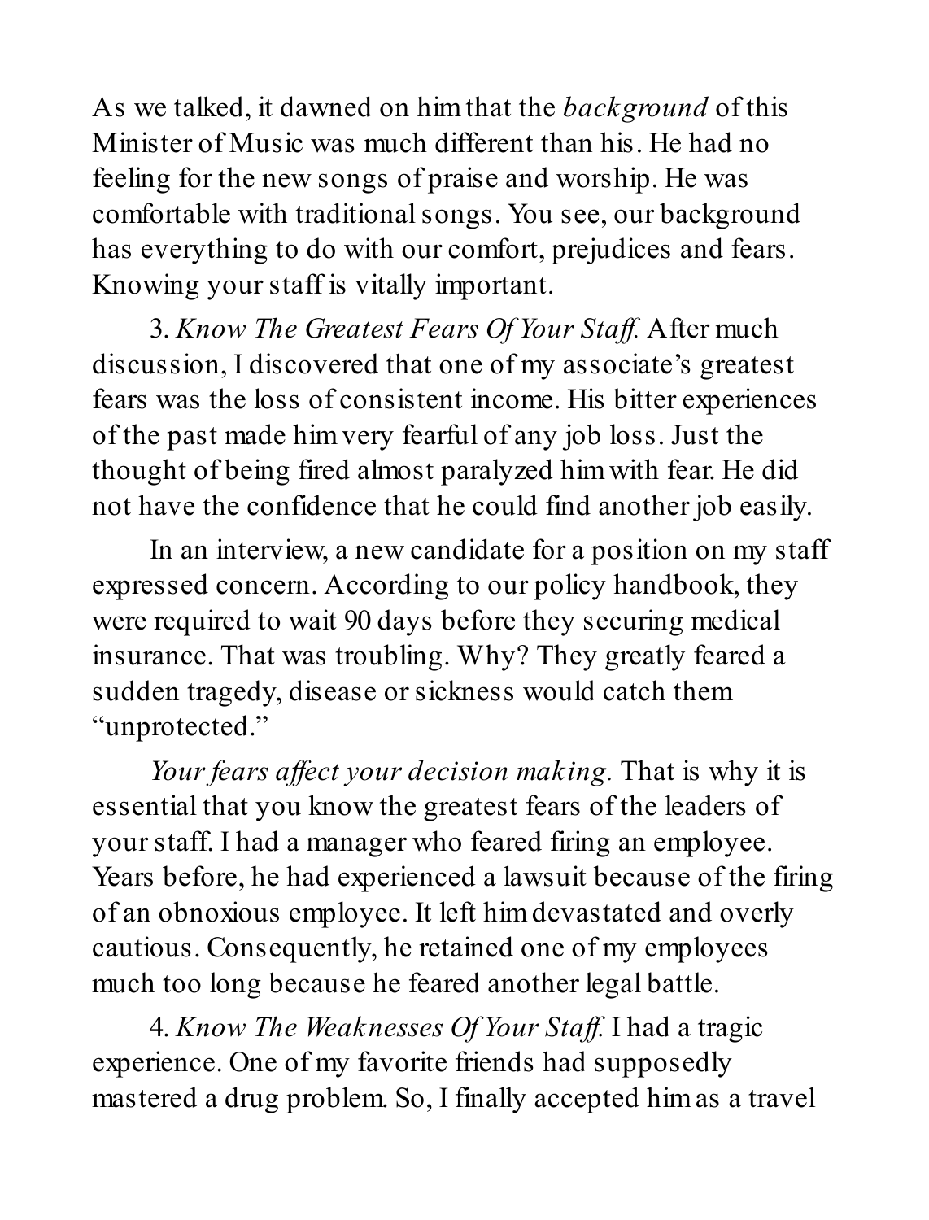As we talked, it dawned on him that the *background* of this Minister of Music was much different than his. He had no feeling for the new songs of praise and worship. He was comfortable with traditional songs. You see, our background has everything to do with our comfort, prejudices and fears. Knowing your staff is vitally important.

3. *Know The Greatest Fears Of Your Staff.* After much discussion, I discovered that one of my associate's greatest fears was the loss of consistent income. His bitter experiences of the past made him very fearful of any job loss. Just the thought of being fired almost paralyzed him with fear. He did not have the confidence that he could find another job easily.

In an interview, a new candidate for a position on my staff expressed concern. According to our policy handbook, they were required to wait 90 days before they securing medical insurance. That was troubling. Why? They greatly feared a sudden tragedy, disease or sickness would catch them "unprotected."

*Your fears affect your decision making.* That is why it is essential that you know the greatest fears of the leaders of your staff. I had a manager who feared firing an employee. Years before, he had experienced a lawsuit because of the firing of an obnoxious employee. It left him devastated and overly cautious. Consequently, he retained one of my employees much too long because he feared another legal battle.

4. *Know The Weaknesses Of Your Staff.* I had a tragic experience. One of my favorite friends had supposedly mastered a drug problem. So, I finally accepted him as a travel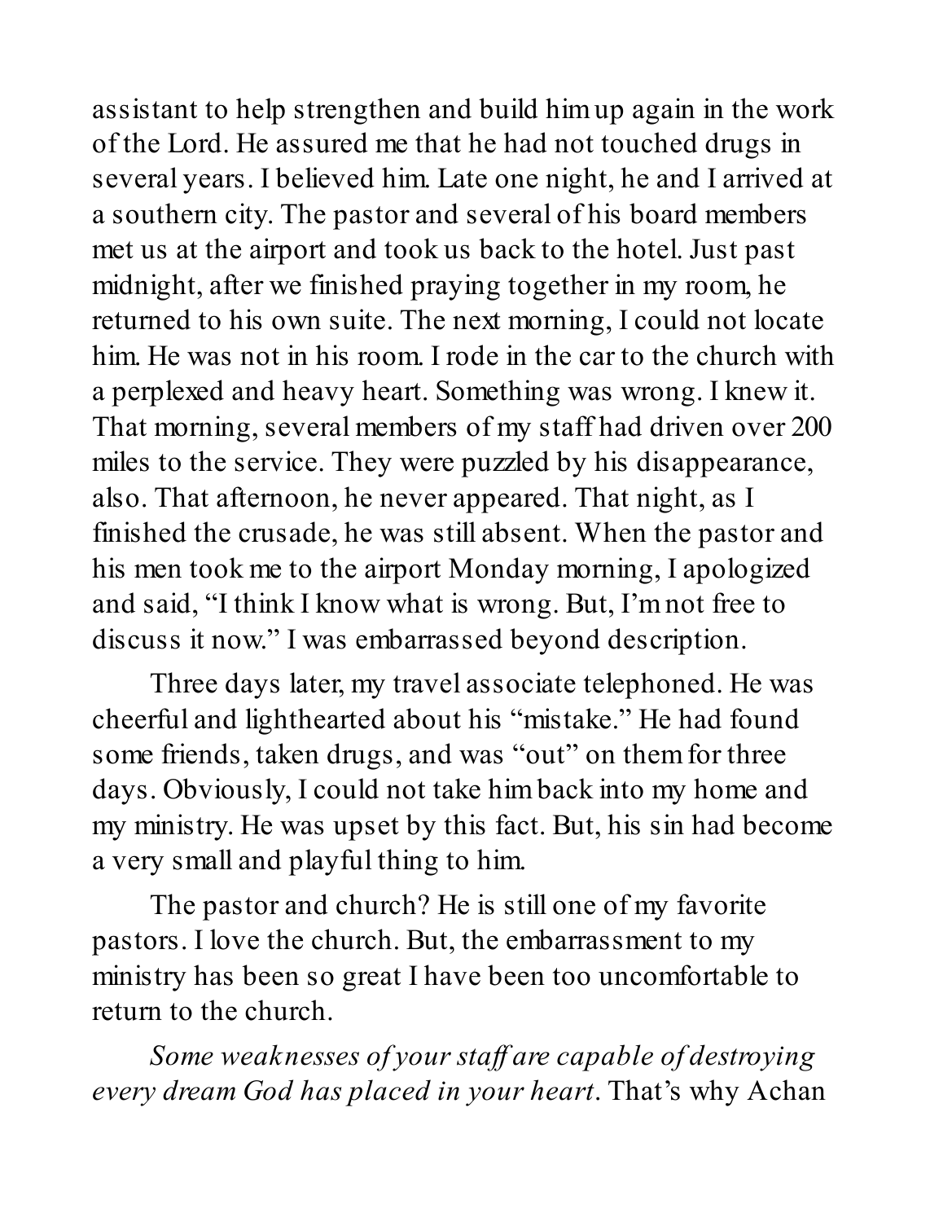assistant to help strengthen and build him up again in the work of the Lord. He assured me that he had not touched drugs in several years. I believed him. Late one night, he and I arrived at a southern city. The pastor and several of his board members met us at the airport and took us back to the hotel. Just past midnight, after we finished praying together in my room, he returned to his own suite. The next morning, I could not locate him. He was not in his room. I rode in the car to the church with a perplexed and heavy heart. Something was wrong. I knew it. That morning, several members of my staff had driven over 200 miles to the service. They were puzzled by his disappearance, also. That afternoon, he never appeared. That night, as I finished the crusade, he was still absent. When the pastor and his men took me to the airport Monday morning, I apologized and said, "I think I know what is wrong. But, I'm not free to discuss it now." I was embarrassed beyond description.

Three days later, my travel associate telephoned. He was cheerful and lighthearted about his "mistake." He had found some friends, taken drugs, and was "out" on them for three days. Obviously, I could not take him back into my home and my ministry. He was upset by this fact. But, his sin had become a very small and playful thing to him.

The pastor and church? He is still one of my favorite pastors. I love the church. But, the embarrassment to my ministry has been so great I have been too uncomfortable to return to the church.

*Some weaknesses of your staff are capable of destroying every dream God has placed in your heart*. That's why Achan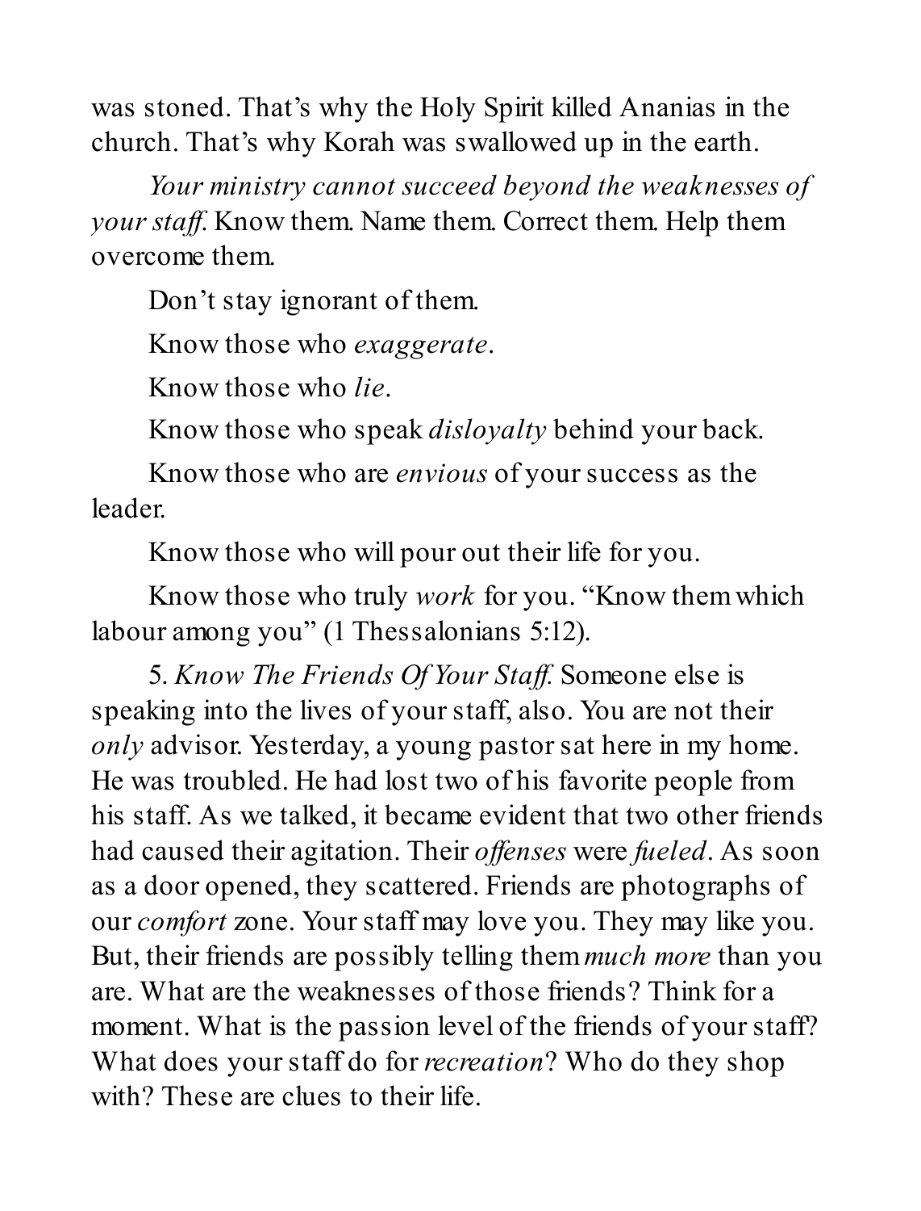was stoned. That's why the Holy Spirit killed Ananias in the church. That's why Korah was swallowed up in the earth.

*Your ministry cannot succeed beyond the weaknesses of your staff.* Know them. Name them. Correct them. Help them overcome them.

Don't stay ignorant of them.

Know those who *exaggerate*.

Know those who *lie*.

Know those who speak *disloyalty* behind your back.

Know those who are *envious* of your success as the leader.

Know those who will pour out their life for you.

Know those who truly *work* for you. "Know them which labour among you" (1 Thessalonians 5:12).

5. *Know The Friends Of Your Staff.* Someone else is speaking into the lives of your staff, also. You are not their *only* advisor. Yesterday, a young pastor sat here in my home. He was troubled. He had lost two of his favorite people from his staff. As we talked, it became evident that two other friends had caused their agitation. Their *offenses* were *fueled*. As soon as a door opened, they scattered. Friends are photographs of our *comfort* zone. Your staff may love you. They may like you. But, their friends are possibly telling them *much more* than you are. What are the weaknesses of those friends? Think for a moment. What is the passion level of the friends of your staff? What does your staff do for *recreation*? Who do they shop with? These are clues to their life.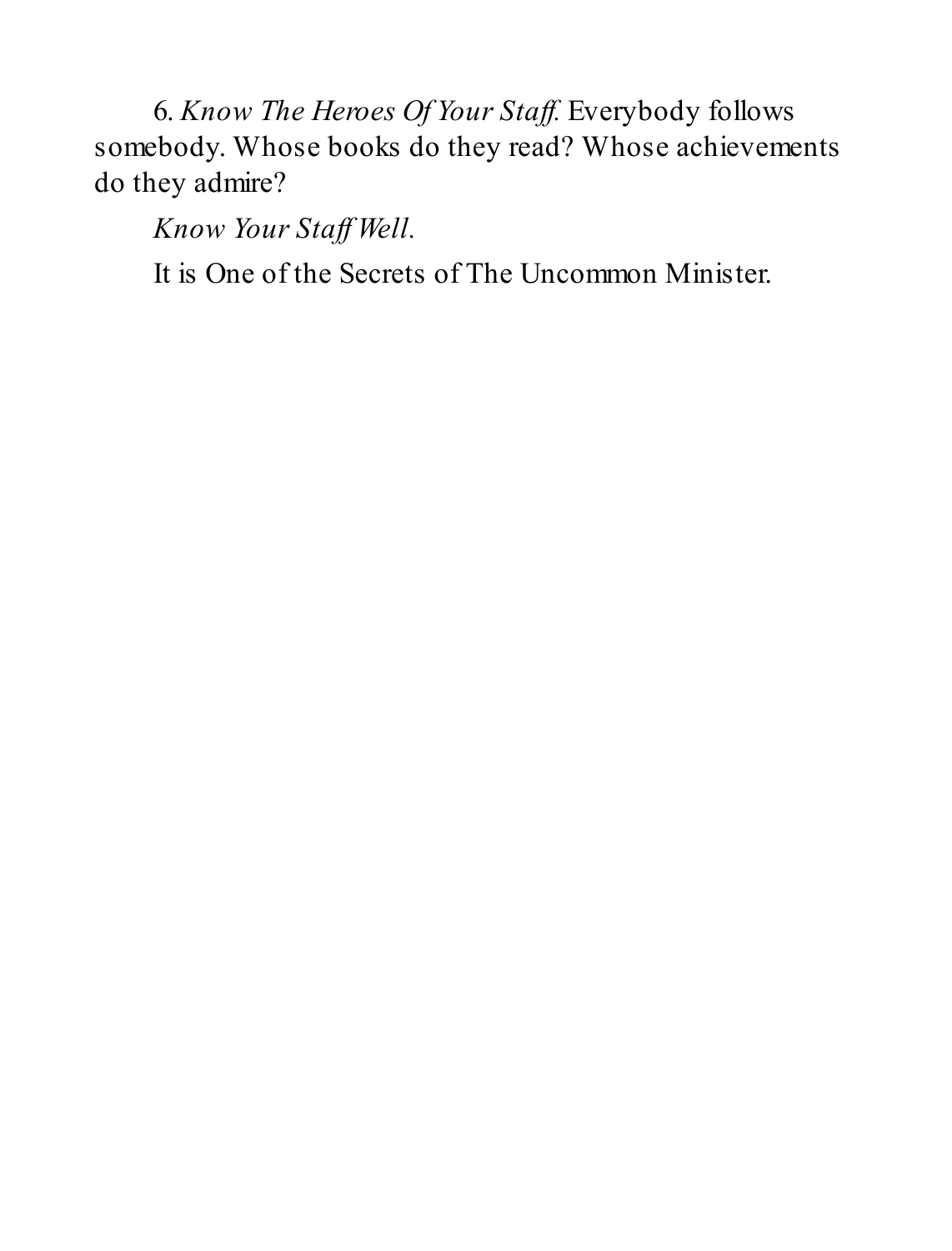6. *Know The Heroes Of Your Staff.* Everybody follows somebody. Whose books do they read? Whose achievements do they admire?

*Know Your Staff Well.*

It is One of the Secrets of The Uncommon Minister.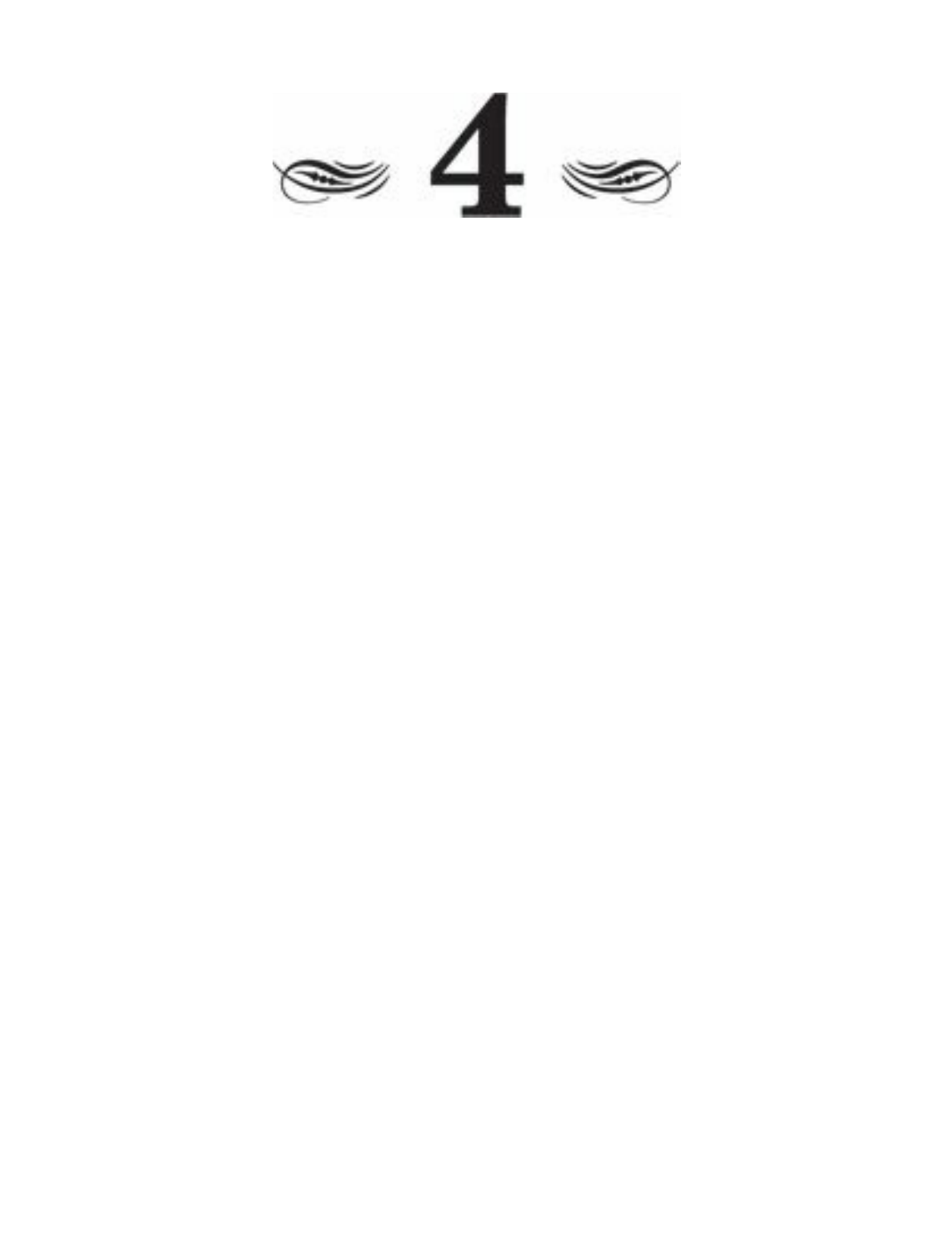# 4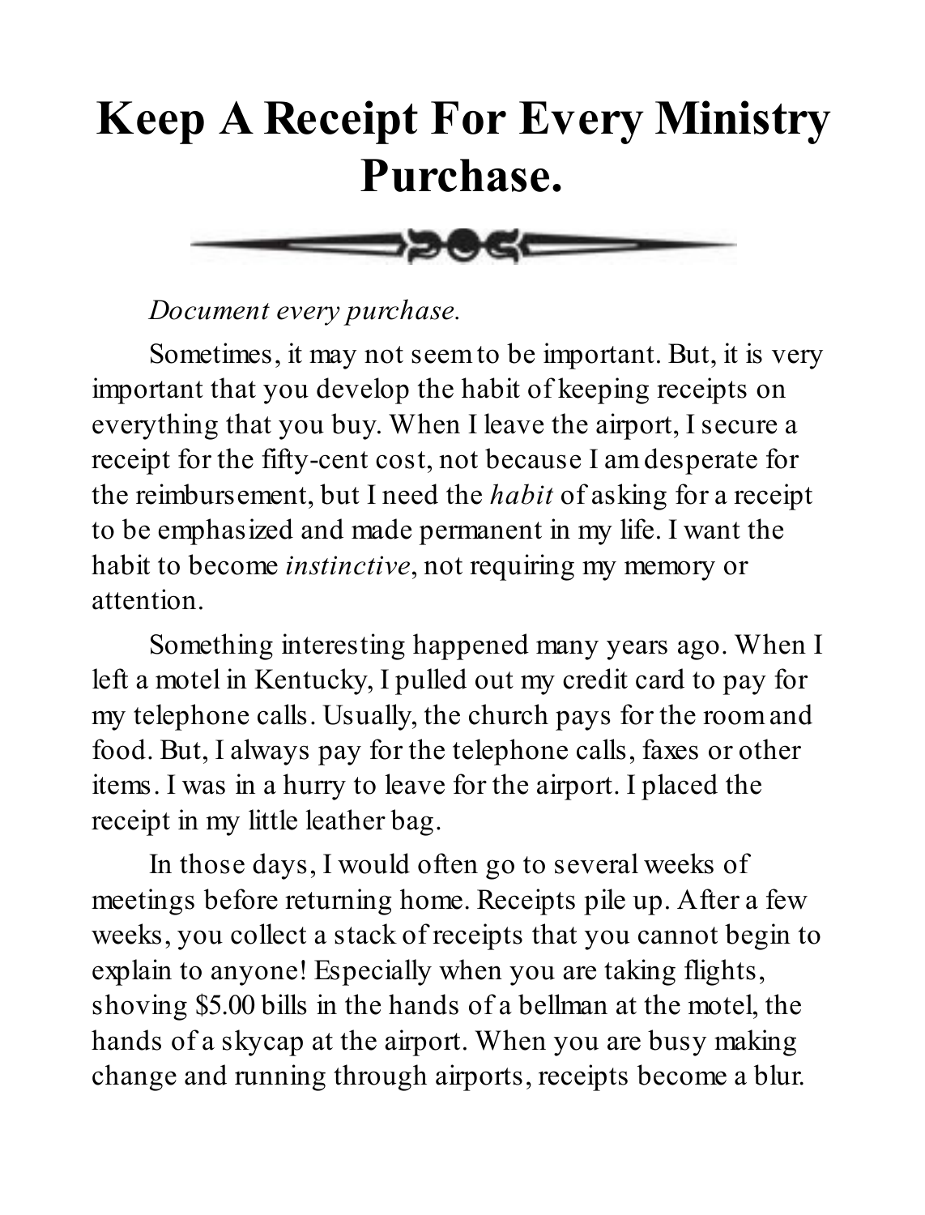# Keep A Receipt For Every Ministry Purchase.

*Document every purchase.*

Sometimes, it may not seem to be important. But, it is very important that you develop the habit of keeping receipts on everything that you buy. When I leave the airport, I secure a receipt for the fifty-cent cost, not because I am desperate for the reimbursement, but I need the *habit* of asking for a receipt to be emphasized and made permanent in my life. I want the habit to become *instinctive*, not requiring my memory or attention.

Something interesting happened many years ago. When I left a motel in Kentucky, I pulled out my credit card to pay for my telephone calls. Usually, the church pays for the room and food. But, I always pay for the telephone calls, faxes or other items. I was in a hurry to leave for the airport. I placed the receipt in my little leather bag.

In those days, I would often go to several weeks of meetings before returning home. Receipts pile up. After a few weeks, you collect a stack of receipts that you cannot begin to explain to anyone! Especially when you are taking flights, shoving $5.00 bills in the hands of a bellman at the motel, the hands of a skycap at the airport. When you are busy making change and running through airports, receipts become a blur.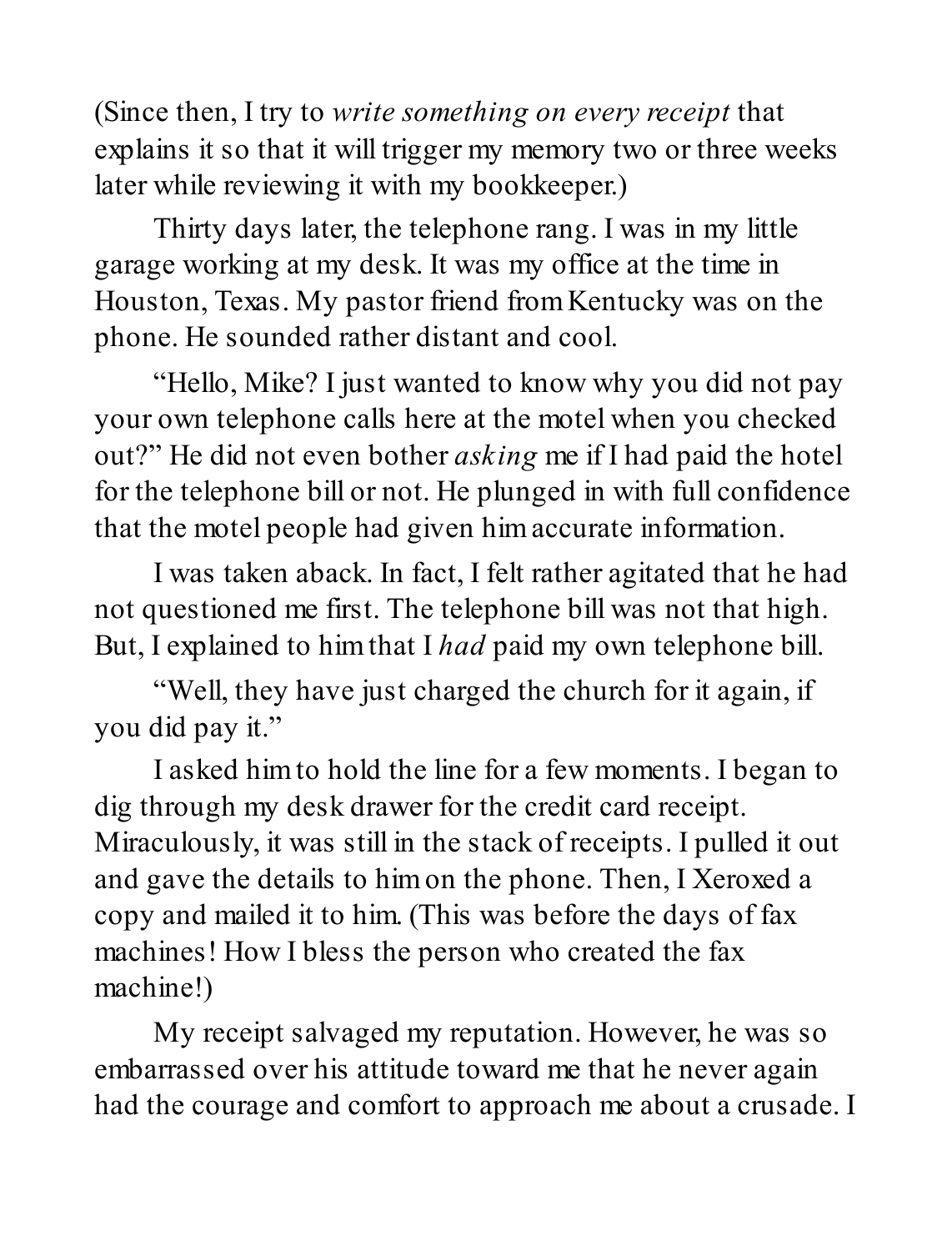(Since then, I try to *write something on every receipt* that explains it so that it will trigger my memory two or three weeks later while reviewing it with my bookkeeper.)

Thirty days later, the telephone rang. I was in my little garage working at my desk. It was my office at the time in Houston, Texas. My pastor friend from Kentucky was on the phone. He sounded rather distant and cool.

"Hello, Mike? I just wanted to know why you did not pay your own telephone calls here at the motel when you checked out?" He did not even bother *asking* me if I had paid the hotel for the telephone bill or not. He plunged in with full confidence that the motel people had given him accurate information.

I was taken aback. In fact, I felt rather agitated that he had not questioned me first. The telephone bill was not that high. But, I explained to him that I *had* paid my own telephone bill.

"Well, they have just charged the church for it again, if you did pay it."

I asked him to hold the line for a few moments. I began to dig through my desk drawer for the credit card receipt. Miraculously, it was still in the stack of receipts. I pulled it out and gave the details to him on the phone. Then, I Xeroxed a copy and mailed it to him. (This was before the days of fax machines! How I bless the person who created the fax machine!)

My receipt salvaged my reputation. However, he was so embarrassed over his attitude toward me that he never again had the courage and comfort to approach me about a crusade. I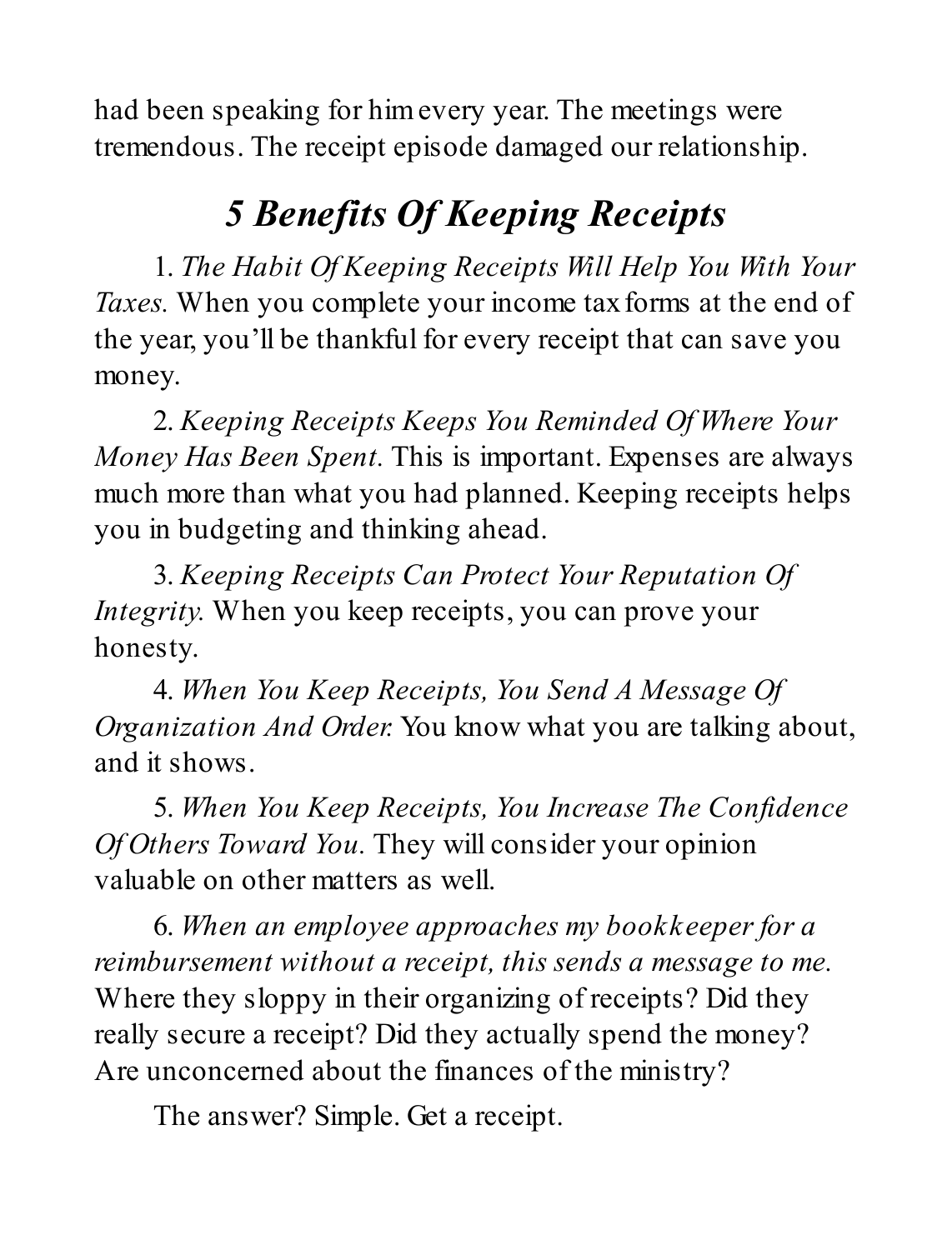had been speaking for him every year. The meetings were tremendous. The receipt episode damaged our relationship.

## *5 Benefits Of Keeping Receipts*

1. *The Habit Of Keeping Receipts Will Help You With Your Taxes.* When you complete your income tax forms at the end of the year, you'll be thankful for every receipt that can save you money.

2. *Keeping Receipts Keeps You Reminded Of Where Your Money Has Been Spent.* This is important. Expenses are always much more than what you had planned. Keeping receipts helps you in budgeting and thinking ahead.

3. *Keeping Receipts Can Protect Your Reputation Of Integrity.* When you keep receipts, you can prove your honesty.

4. *When You Keep Receipts, You Send A Message Of Organization And Order.* You know what you are talking about, and it shows.

5. *When You Keep Receipts, You Increase The Confidence Of Others Toward You.* They will consider your opinion valuable on other matters as well.

6. *When an employee approaches my bookkeeper for a reimbursement without a receipt, this sends a message to me.* Where they sloppy in their organizing of receipts? Did they really secure a receipt? Did they actually spend the money? Are unconcerned about the finances of the ministry?

The answer? Simple. Get a receipt.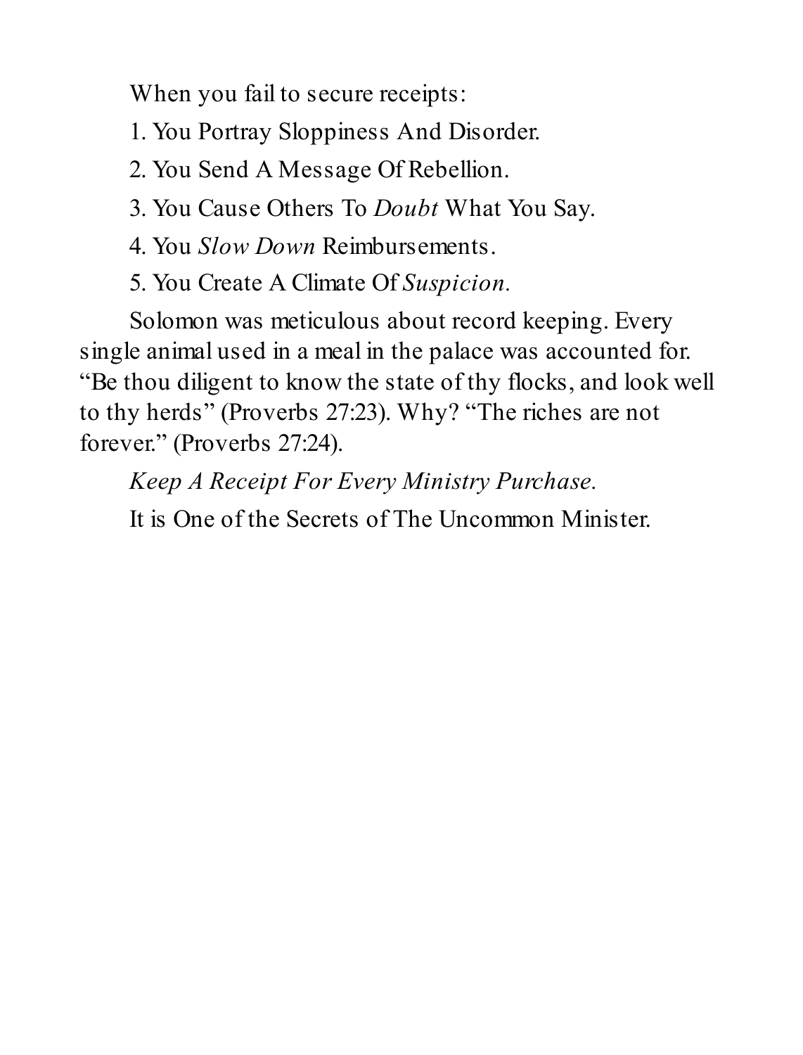When you fail to secure receipts:

1. You Portray Sloppiness And Disorder.
2. You Send A Message Of Rebellion.
3. You Cause Others To *Doubt* What You Say.
4. You *Slow Down* Reimbursements.
5. You Create A Climate Of *Suspicion*.

Solomon was meticulous about record keeping. Every single animal used in a meal in the palace was accounted for. "Be thou diligent to know the state of thy flocks, and look well to thy herds" (Proverbs 27:23). Why? "The riches are not forever." (Proverbs 27:24).

*Keep A Receipt For Every Ministry Purchase.*

It is One of the Secrets of The Uncommon Minister.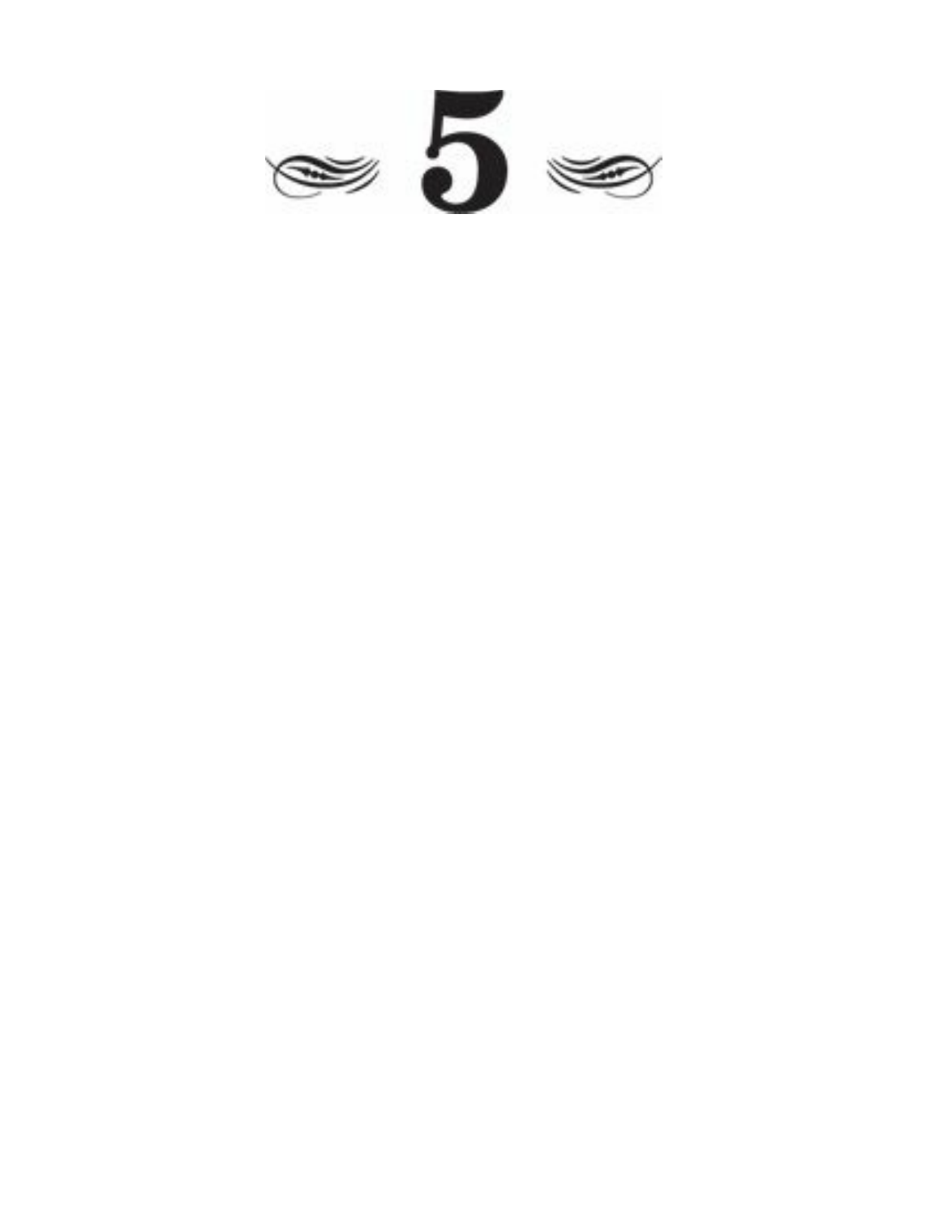# 5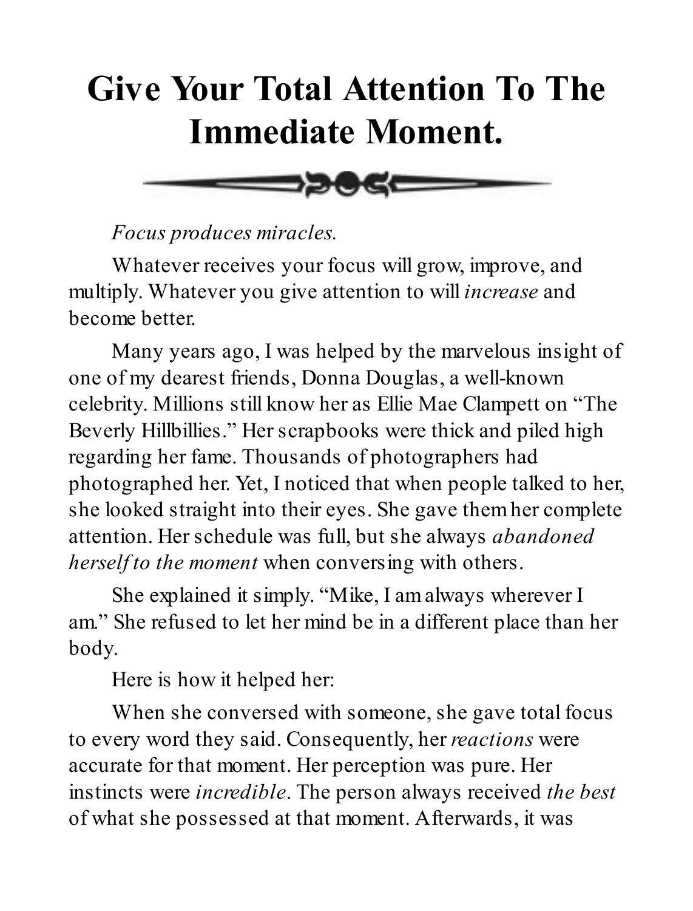# Give Your Total Attention To The Immediate Moment.

*Focus produces miracles.*

Whatever receives your focus will grow, improve, and multiply. Whatever you give attention to will *increase* and become better.

Many years ago, I was helped by the marvelous insight of one of my dearest friends, Donna Douglas, a well-known celebrity. Millions still know her as Ellie Mae Clampett on "The Beverly Hillbillies." Her scrapbooks were thick and piled high regarding her fame. Thousands of photographers had photographed her. Yet, I noticed that when people talked to her, she looked straight into their eyes. She gave them her complete attention. Her schedule was full, but she always *abandoned herself to the moment* when conversing with others.

She explained it simply. "Mike, I am always wherever I am." She refused to let her mind be in a different place than her body.

Here is how it helped her:

When she conversed with someone, she gave total focus to every word they said. Consequently, her *reactions* were accurate for that moment. Her perception was pure. Her instincts were *incredible*. The person always received *the best* of what she possessed at that moment. Afterwards, it was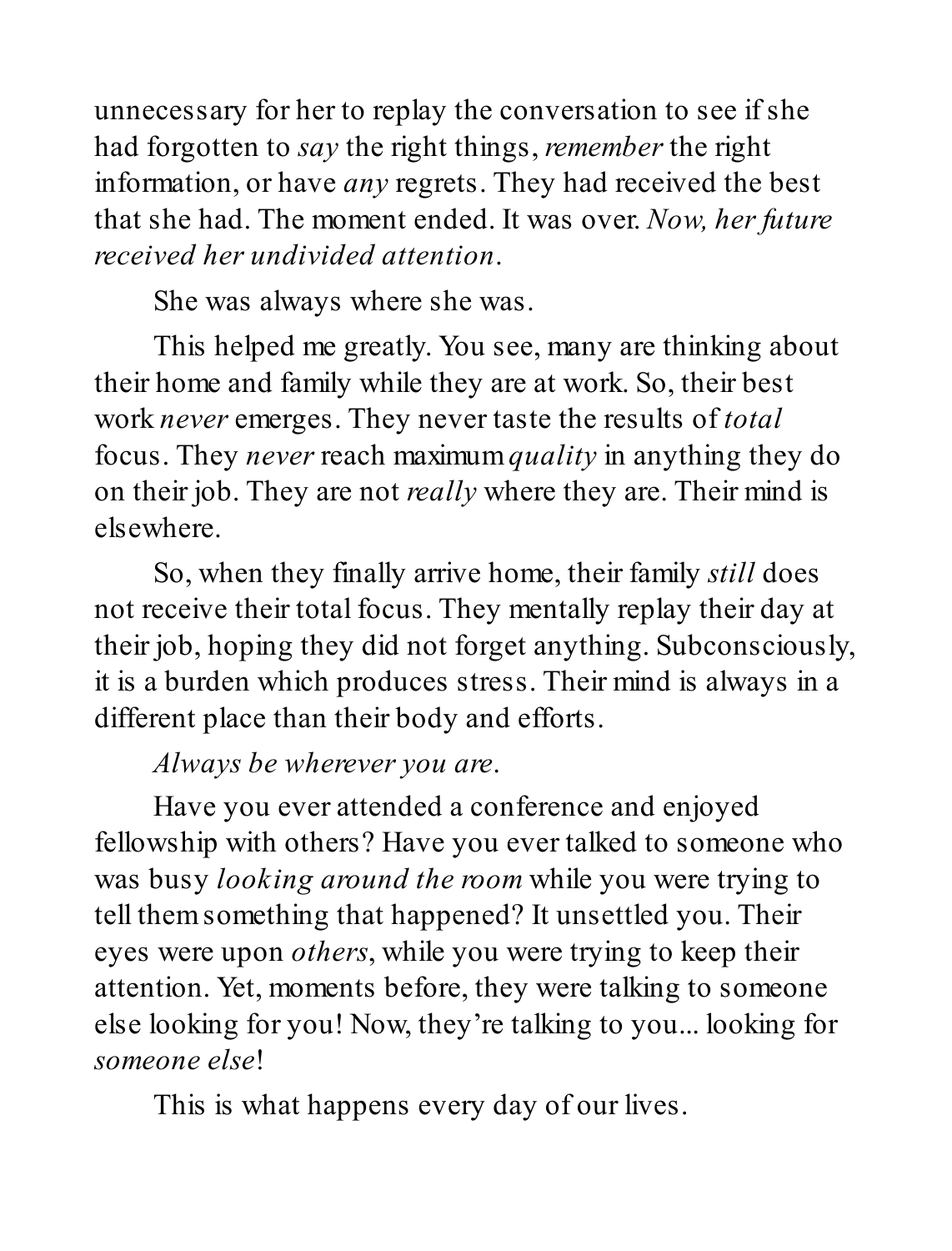unnecessary for her to replay the conversation to see if she had forgotten to *say* the right things, *remember* the right information, or have *any* regrets. They had received the best that she had. The moment ended. It was over. *Now, her future received her undivided attention.*

She was always where she was.

This helped me greatly. You see, many are thinking about their home and family while they are at work. So, their best work *never* emerges. They never taste the results of *total* focus. They *never* reach maximum *quality* in anything they do on their job. They are not *really* where they are. Their mind is elsewhere.

So, when they finally arrive home, their family *still* does not receive their total focus. They mentally replay their day at their job, hoping they did not forget anything. Subconsciously, it is a burden which produces stress. Their mind is always in a different place than their body and efforts.

*Always be wherever you are.*

Have you ever attended a conference and enjoyed fellowship with others? Have you ever talked to someone who was busy *looking around the room* while you were trying to tell them something that happened? It unsettled you. Their eyes were upon *others*, while you were trying to keep their attention. Yet, moments before, they were talking to someone else looking for you! Now, they're talking to you... looking for *someone else*!

This is what happens every day of our lives.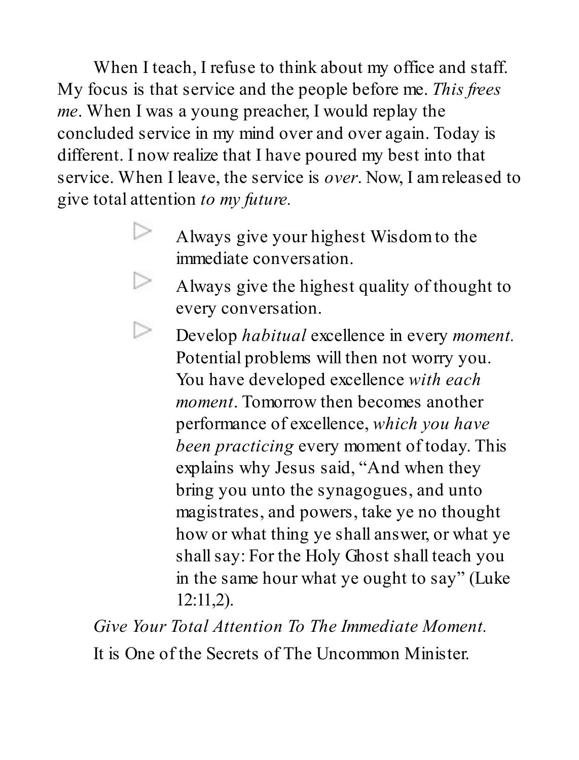When I teach, I refuse to think about my office and staff. My focus is that service and the people before me. *This frees me*. When I was a young preacher, I would replay the concluded service in my mind over and over again. Today is different. I now realize that I have poured my best into that service. When I leave, the service is *over*. Now, I am released to give total attention *to my future.*

- Always give your highest Wisdom to the immediate conversation.
- Always give the highest quality of thought to every conversation.
- Develop *habitual* excellence in every *moment.* Potential problems will then not worry you. You have developed excellence *with each moment*. Tomorrow then becomes another performance of excellence, *which you have been practicing* every moment of today. This explains why Jesus said, "And when they bring you unto the synagogues, and unto magistrates, and powers, take ye no thought how or what thing ye shall answer, or what ye shall say: For the Holy Ghost shall teach you in the same hour what ye ought to say" (Luke 12:11,2).

*Give Your Total Attention To The Immediate Moment.*

It is One of the Secrets of The Uncommon Minister.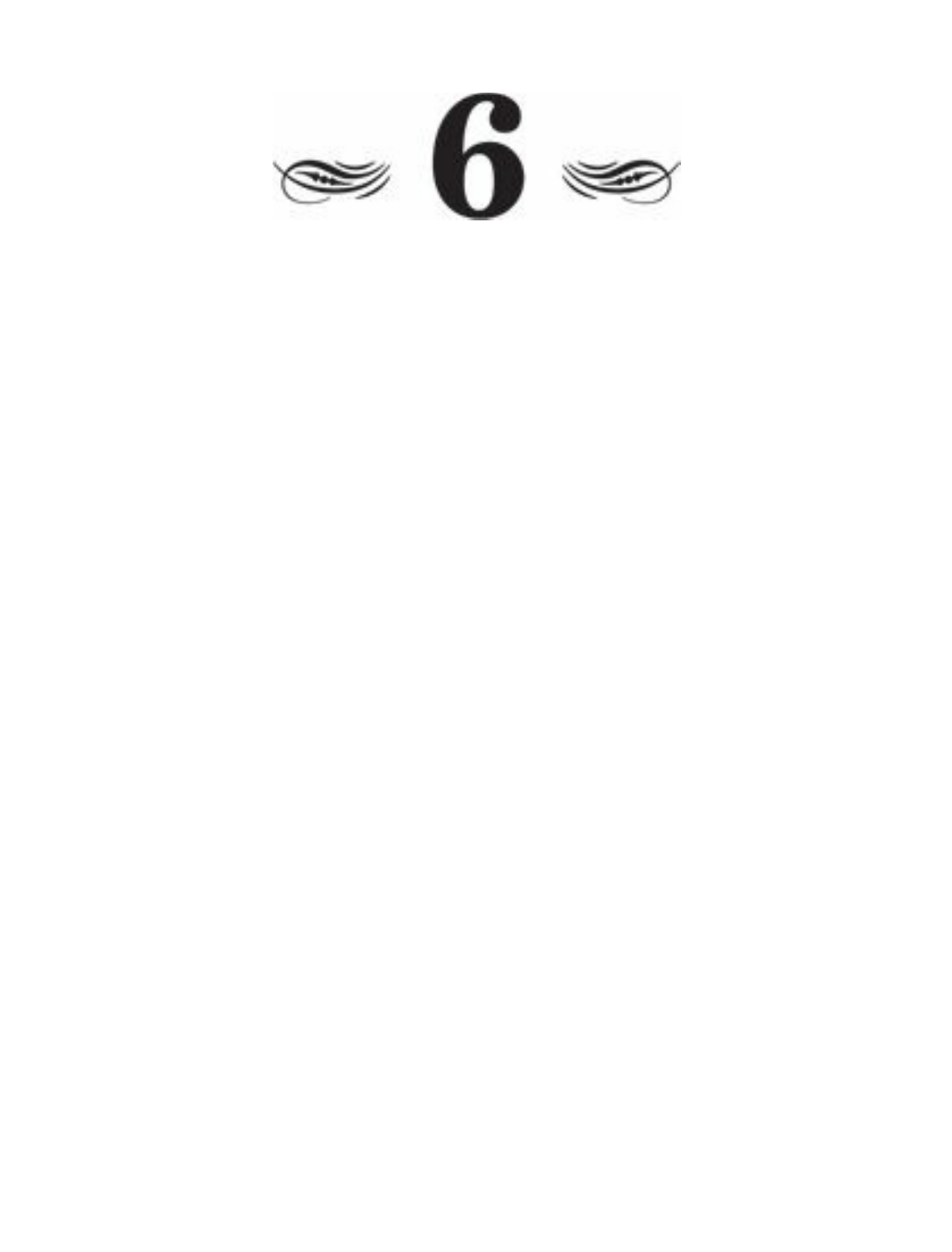# 6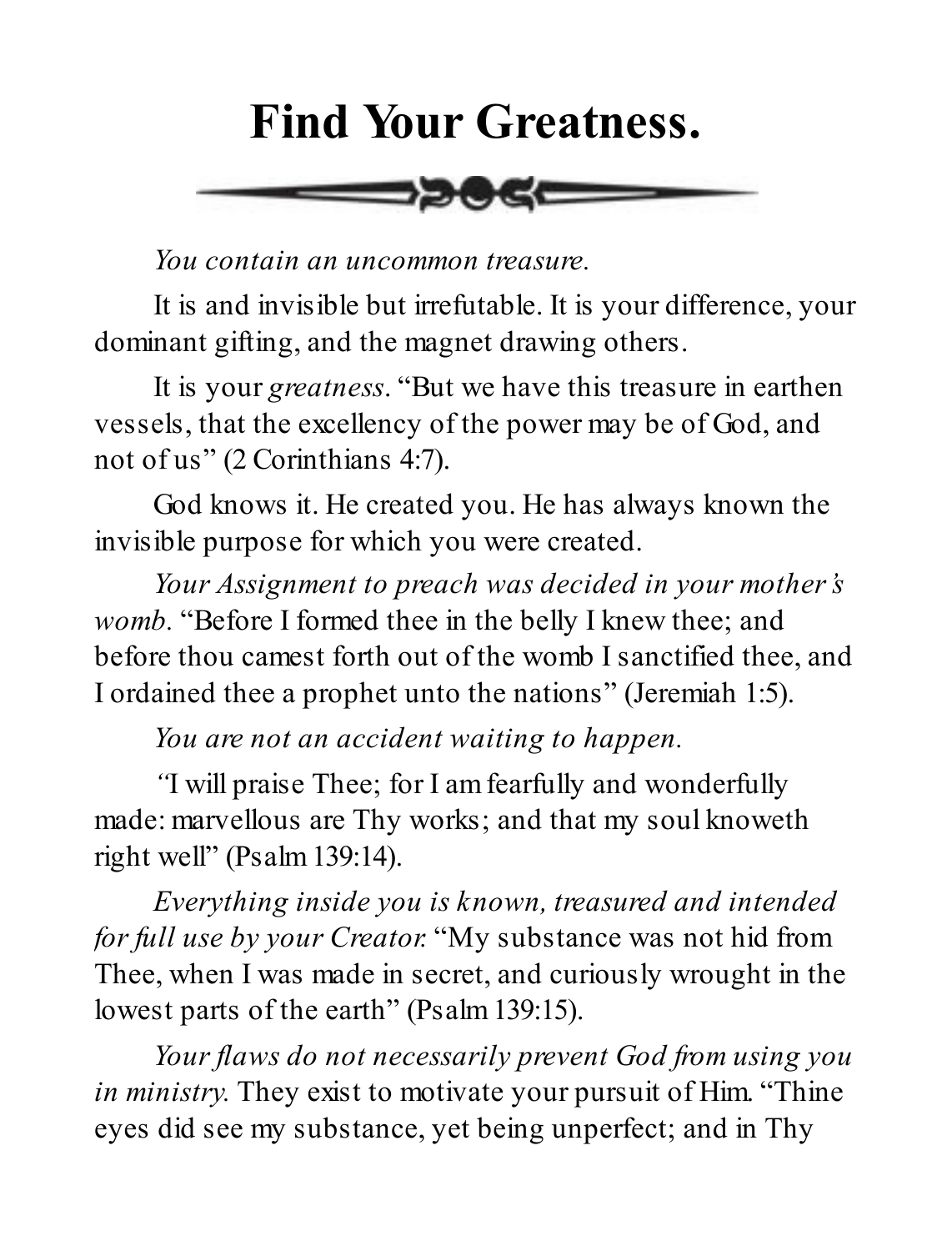# Find Your Greatness.

*You contain an uncommon treasure.*

It is and invisible but irrefutable. It is your difference, your dominant gifting, and the magnet drawing others.

It is your *greatness*. "But we have this treasure in earthen vessels, that the excellency of the power may be of God, and not of us" (2 Corinthians 4:7).

God knows it. He created you. He has always known the invisible purpose for which you were created.

*Your Assignment to preach was decided in your mother's womb.* "Before I formed thee in the belly I knew thee; and before thou camest forth out of the womb I sanctified thee, and I ordained thee a prophet unto the nations" (Jeremiah 1:5).

*You are not an accident waiting to happen.*

"I will praise Thee; for I am fearfully and wonderfully made: marvellous are Thy works; and that my soul knoweth right well" (Psalm 139:14).

*Everything inside you is known, treasured and intended for full use by your Creator.* "My substance was not hid from Thee, when I was made in secret, and curiously wrought in the lowest parts of the earth" (Psalm 139:15).

*Your flaws do not necessarily prevent God from using you in ministry.* They exist to motivate your pursuit of Him. "Thine eyes did see my substance, yet being unperfect; and in Thy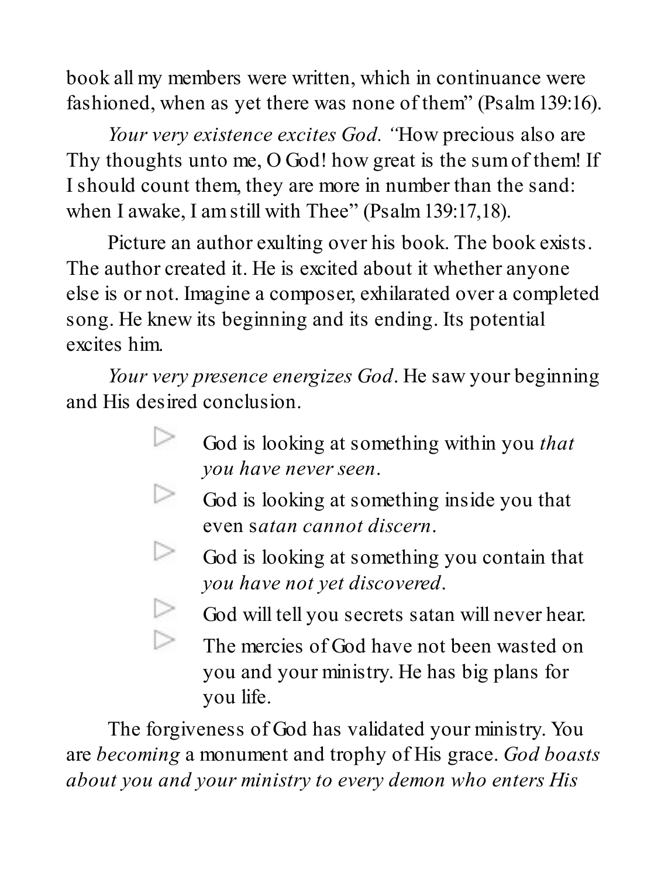book all my members were written, which in continuance were fashioned, when as yet there was none of them" (Psalm 139:16).

*Your very existence excites God. "*How precious also are Thy thoughts unto me, O God! how great is the sum of them! If I should count them, they are more in number than the sand: when I awake, I am still with Thee" (Psalm 139:17,18).

Picture an author exulting over his book. The book exists. The author created it. He is excited about it whether anyone else is or not. Imagine a composer, exhilarated over a completed song. He knew its beginning and its ending. Its potential excites him.

*Your very presence energizes God*. He saw your beginning and His desired conclusion.

- God is looking at something within you *that you have never seen*.
- God is looking at something inside you that even s*atan cannot discern*.
- God is looking at something you contain that *you have not yet discovered*.
- God will tell you secrets satan will never hear.
- The mercies of God have not been wasted on you and your ministry. He has big plans for you life.

The forgiveness of God has validated your ministry. You are *becoming* a monument and trophy of His grace. *God boasts about you and your ministry to every demon who enters His*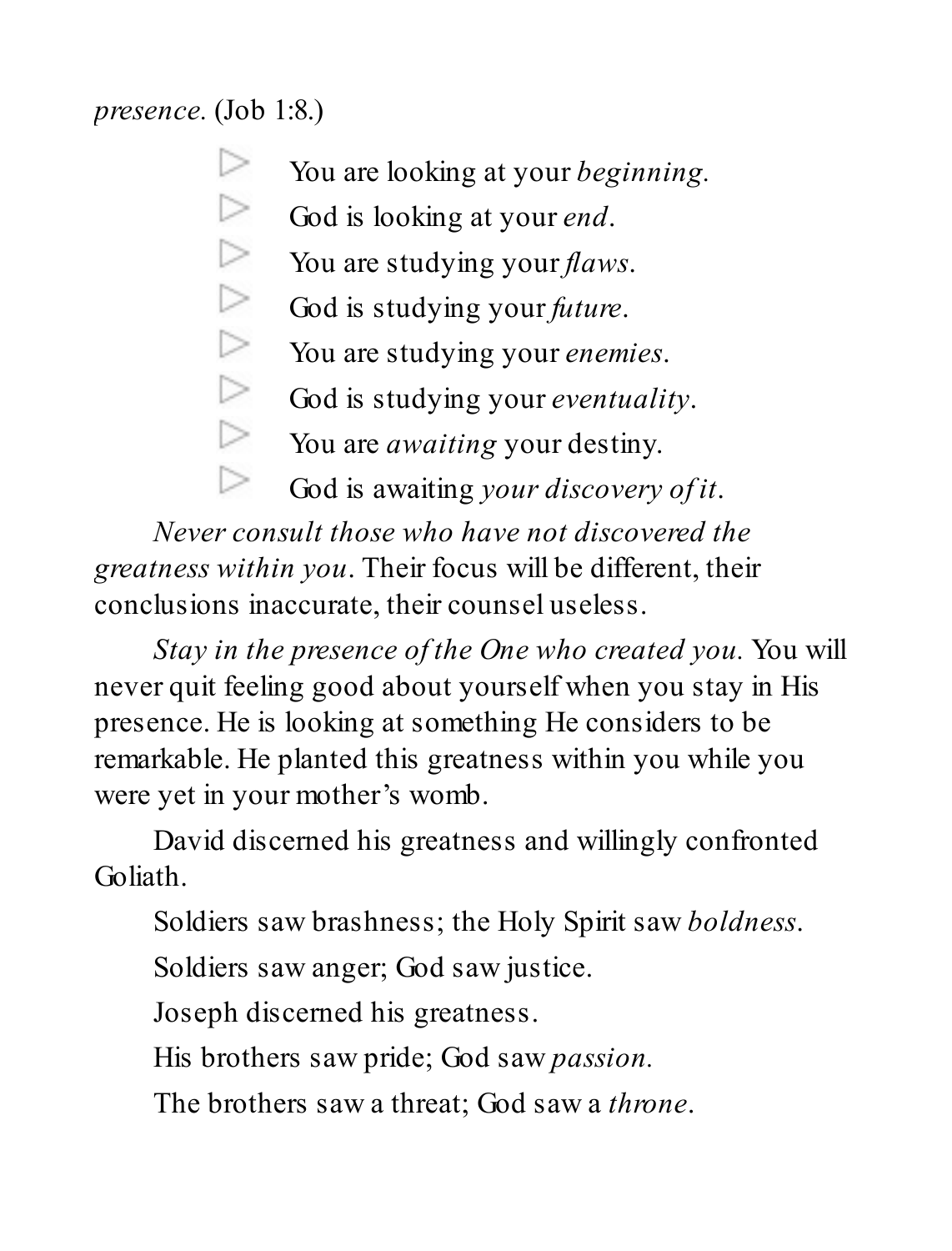*presence*. (Job 1:8.)

- You are looking at your *beginning*.
- God is looking at your *end*.
- You are studying your *flaws*.
- God is studying your *future*.
- You are studying your *enemies*.
- God is studying your *eventuality*.
- You are *awaiting* your destiny.
- God is awaiting *your discovery of it*.

*Never consult those who have not discovered the greatness within you*. Their focus will be different, their conclusions inaccurate, their counsel useless.

*Stay in the presence of the One who created you*. You will never quit feeling good about yourself when you stay in His presence. He is looking at something He considers to be remarkable. He planted this greatness within you while you were yet in your mother's womb.

David discerned his greatness and willingly confronted Goliath.

Soldiers saw brashness; the Holy Spirit saw *boldness*.

Soldiers saw anger; God saw justice.

Joseph discerned his greatness.

His brothers saw pride; God saw *passion*.

The brothers saw a threat; God saw a *throne*.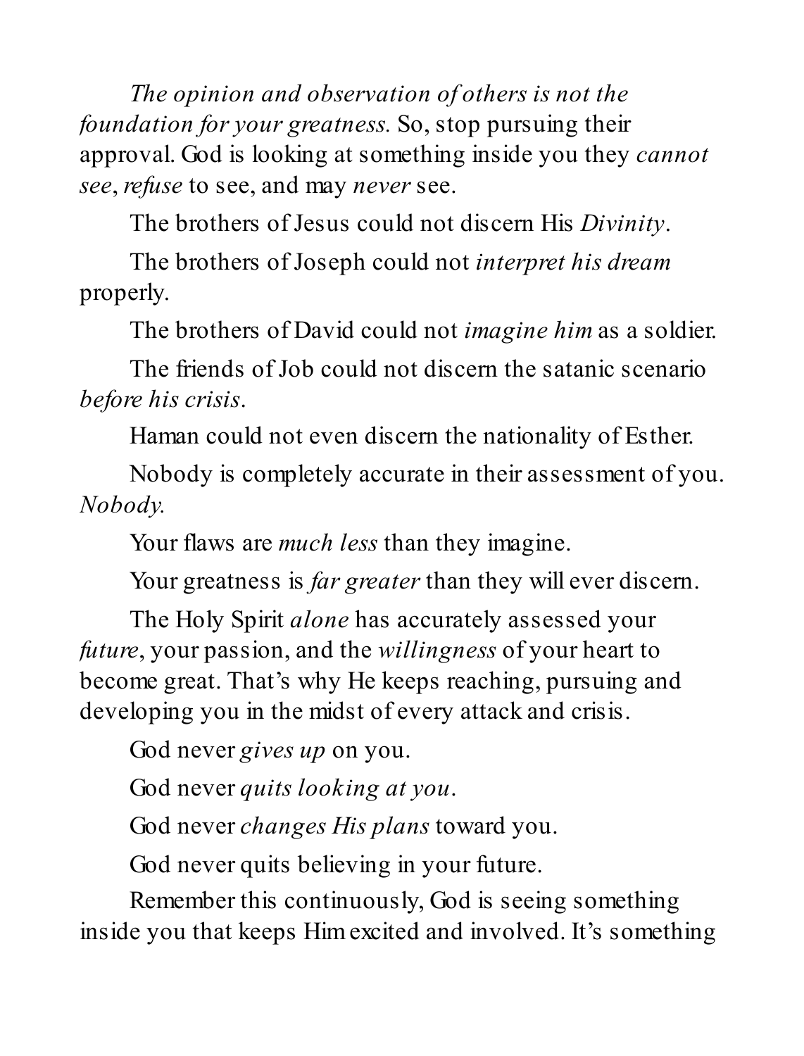*The opinion and observation of others is not the foundation for your greatness.* So, stop pursuing their approval. God is looking at something inside you they *cannot see*, *refuse* to see, and may *never* see.

The brothers of Jesus could not discern His *Divinity*.

The brothers of Joseph could not *interpret his dream* properly.

The brothers of David could not *imagine him* as a soldier.

The friends of Job could not discern the satanic scenario *before his crisis*.

Haman could not even discern the nationality of Esther.

Nobody is completely accurate in their assessment of you. *Nobody.*

Your flaws are *much less* than they imagine.

Your greatness is *far greater* than they will ever discern.

The Holy Spirit *alone* has accurately assessed your *future*, your passion, and the *willingness* of your heart to become great. That's why He keeps reaching, pursuing and developing you in the midst of every attack and crisis.

God never *gives up* on you.

God never *quits looking at you*.

God never *changes His plans* toward you.

God never quits believing in your future.

Remember this continuously, God is seeing something inside you that keeps Him excited and involved. It's something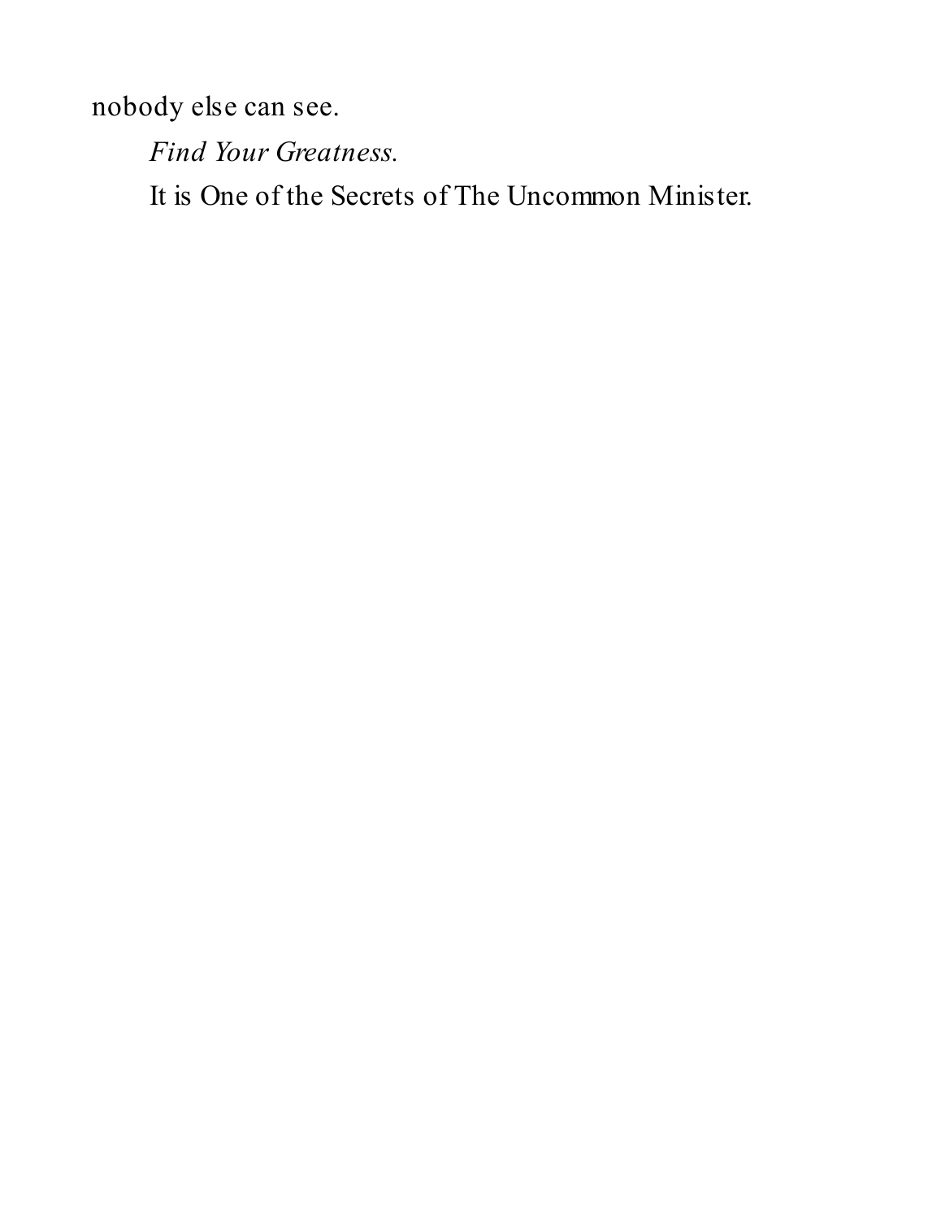nobody else can see.

*Find Your Greatness.*

It is One of the Secrets of The Uncommon Minister.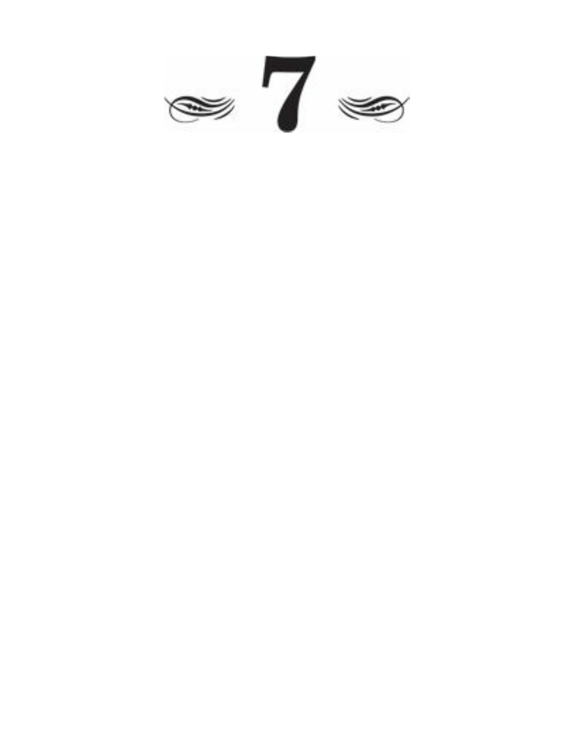# 7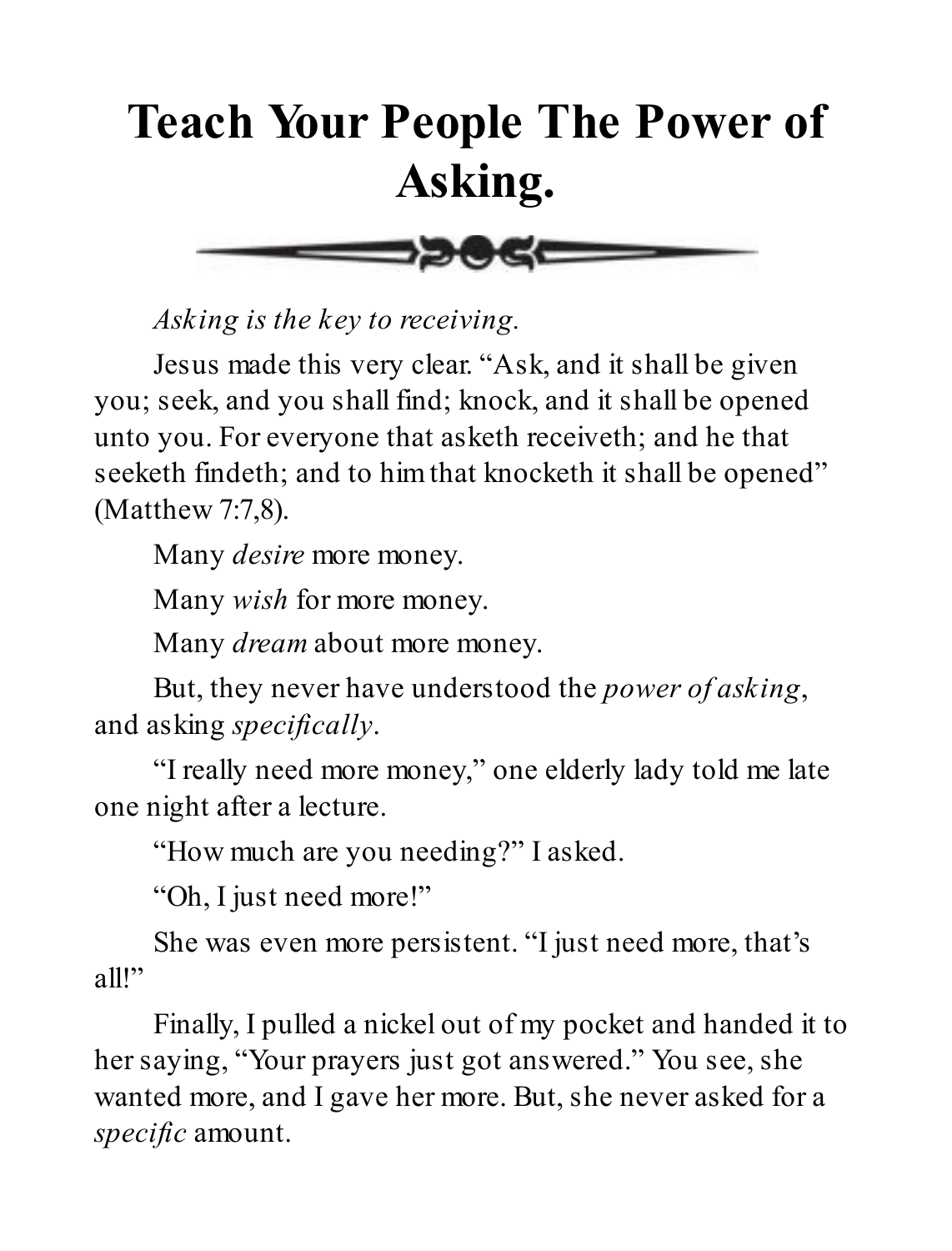# Teach Your People The Power of Asking.

*Asking is the key to receiving.*

Jesus made this very clear. "Ask, and it shall be given you; seek, and you shall find; knock, and it shall be opened unto you. For everyone that asketh receiveth; and he that seeketh findeth; and to him that knocketh it shall be opened" (Matthew 7:7,8).

Many *desire* more money.

Many *wish* for more money.

Many *dream* about more money.

But, they never have understood the *power of asking*, and asking *specifically*.

"I really need more money," one elderly lady told me late one night after a lecture.

"How much are you needing?" I asked.

"Oh, I just need more!"

She was even more persistent. "I just need more, that's all!"

Finally, I pulled a nickel out of my pocket and handed it to her saying, "Your prayers just got answered." You see, she wanted more, and I gave her more. But, she never asked for a *specific* amount.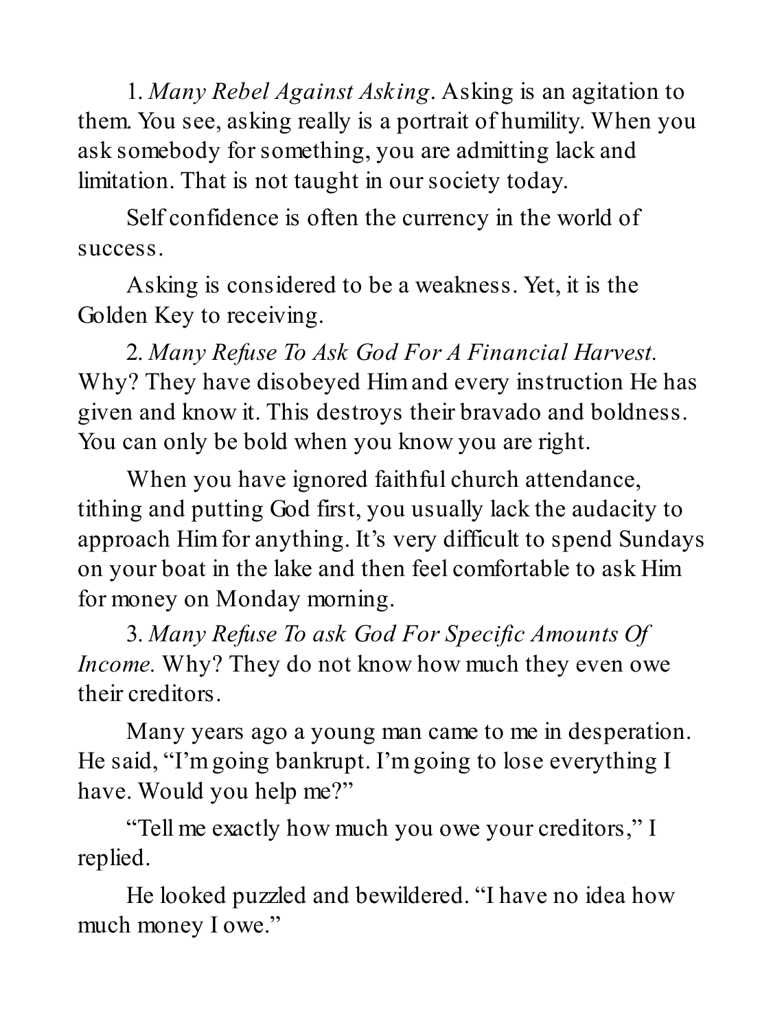1. *Many Rebel Against Asking*. Asking is an agitation to them. You see, asking really is a portrait of humility. When you ask somebody for something, you are admitting lack and limitation. That is not taught in our society today.

Self confidence is often the currency in the world of success.

Asking is considered to be a weakness. Yet, it is the Golden Key to receiving.

2. *Many Refuse To Ask God For A Financial Harvest.* Why? They have disobeyed Him and every instruction He has given and know it. This destroys their bravado and boldness. You can only be bold when you know you are right.

When you have ignored faithful church attendance, tithing and putting God first, you usually lack the audacity to approach Him for anything. It's very difficult to spend Sundays on your boat in the lake and then feel comfortable to ask Him for money on Monday morning.

3. *Many Refuse To ask God For Specific Amounts Of Income.* Why? They do not know how much they even owe their creditors.

Many years ago a young man came to me in desperation. He said, "I'm going bankrupt. I'm going to lose everything I have. Would you help me?"

"Tell me exactly how much you owe your creditors," I replied.

He looked puzzled and bewildered. "I have no idea how much money I owe."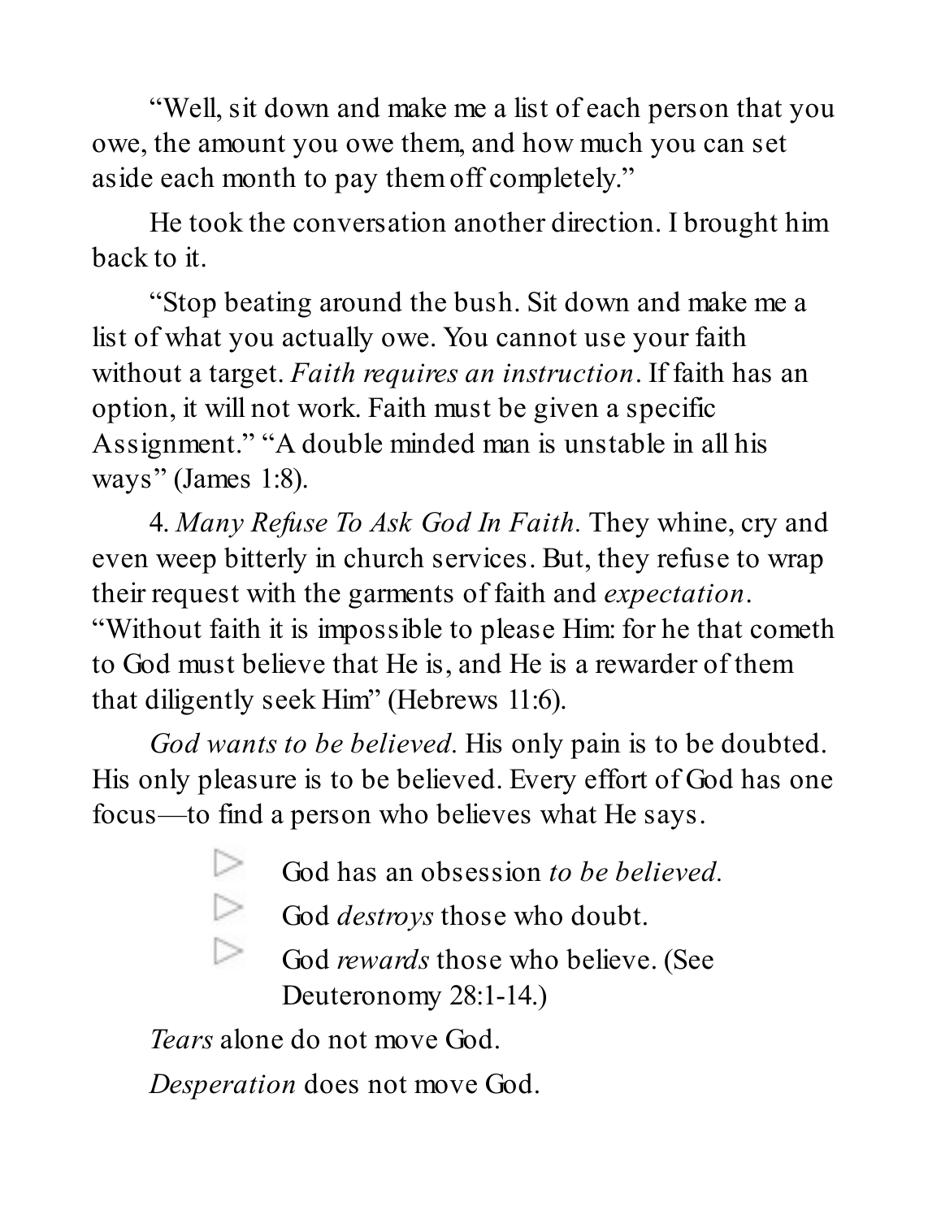"Well, sit down and make me a list of each person that you owe, the amount you owe them, and how much you can set aside each month to pay them off completely."

He took the conversation another direction. I brought him back to it.

"Stop beating around the bush. Sit down and make me a list of what you actually owe. You cannot use your faith without a target. *Faith requires an instruction*. If faith has an option, it will not work. Faith must be given a specific Assignment." "A double minded man is unstable in all his ways" (James 1:8).

4. *Many Refuse To Ask God In Faith.* They whine, cry and even weep bitterly in church services. But, they refuse to wrap their request with the garments of faith and *expectation*. "Without faith it is impossible to please Him: for he that cometh to God must believe that He is, and He is a rewarder of them that diligently seek Him" (Hebrews 11:6).

*God wants to be believed.* His only pain is to be doubted. His only pleasure is to be believed. Every effort of God has one focus—to find a person who believes what He says.

- God has an obsession *to be believed.*
- God *destroys* those who doubt.
- God *rewards* those who believe. (See Deuteronomy 28:1-14.)

*Tears* alone do not move God.

*Desperation* does not move God.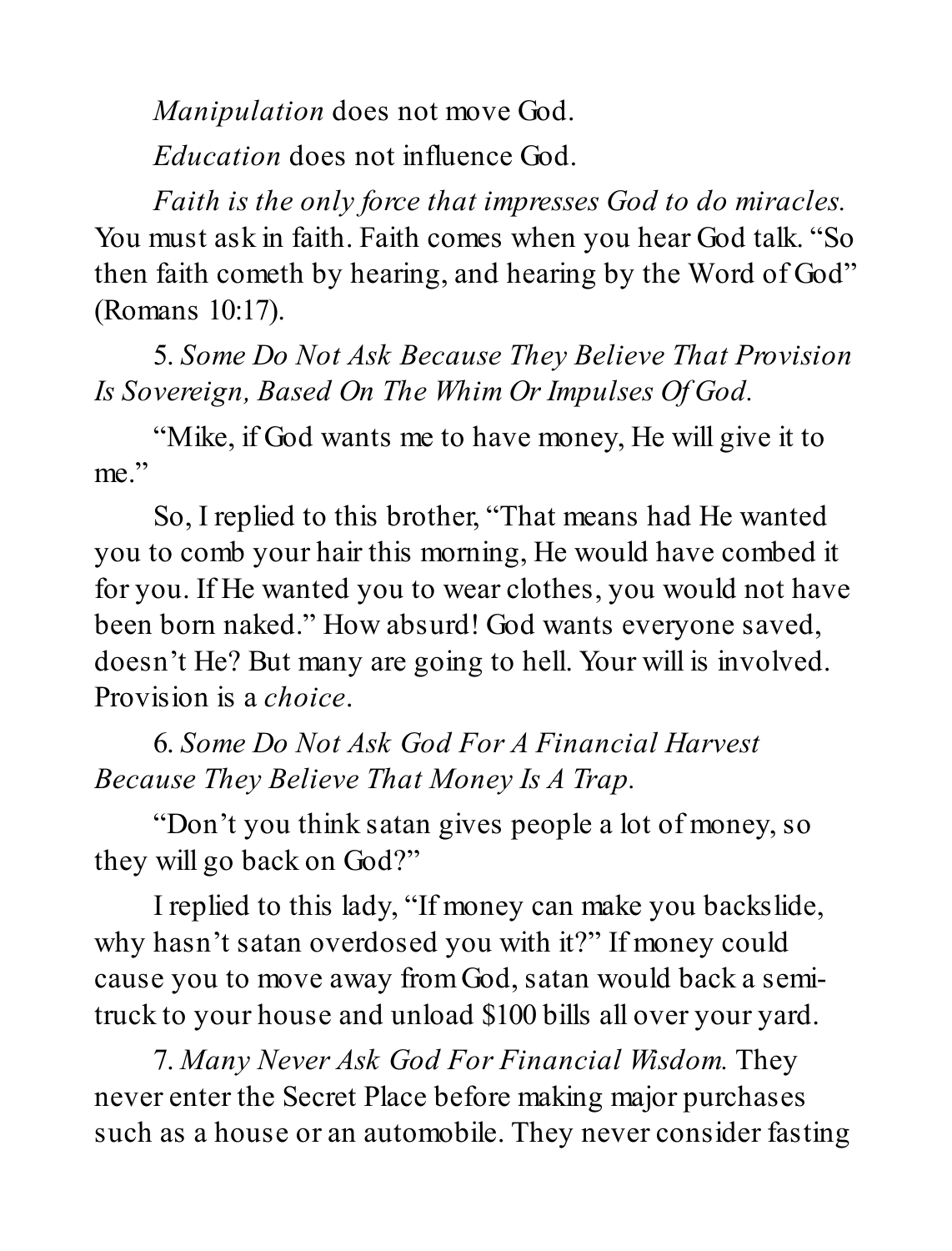*Manipulation* does not move God.

*Education* does not influence God.

*Faith is the only force that impresses God to do miracles.* You must ask in faith. Faith comes when you hear God talk. "So then faith cometh by hearing, and hearing by the Word of God" (Romans 10:17).

5. *Some Do Not Ask Because They Believe That Provision Is Sovereign, Based On The Whim Or Impulses Of God.*

"Mike, if God wants me to have money, He will give it to me."

So, I replied to this brother, "That means had He wanted you to comb your hair this morning, He would have combed it for you. If He wanted you to wear clothes, you would not have been born naked." How absurd! God wants everyone saved, doesn't He? But many are going to hell. Your will is involved. Provision is a *choice*.

6. *Some Do Not Ask God For A Financial Harvest Because They Believe That Money Is A Trap.*

"Don't you think satan gives people a lot of money, so they will go back on God?"

I replied to this lady, "If money can make you backslide, why hasn't satan overdosed you with it?" If money could cause you to move away from God, satan would back a semi-truck to your house and unload $100 bills all over your yard.

7. *Many Never Ask God For Financial Wisdom.* They never enter the Secret Place before making major purchases such as a house or an automobile. They never consider fasting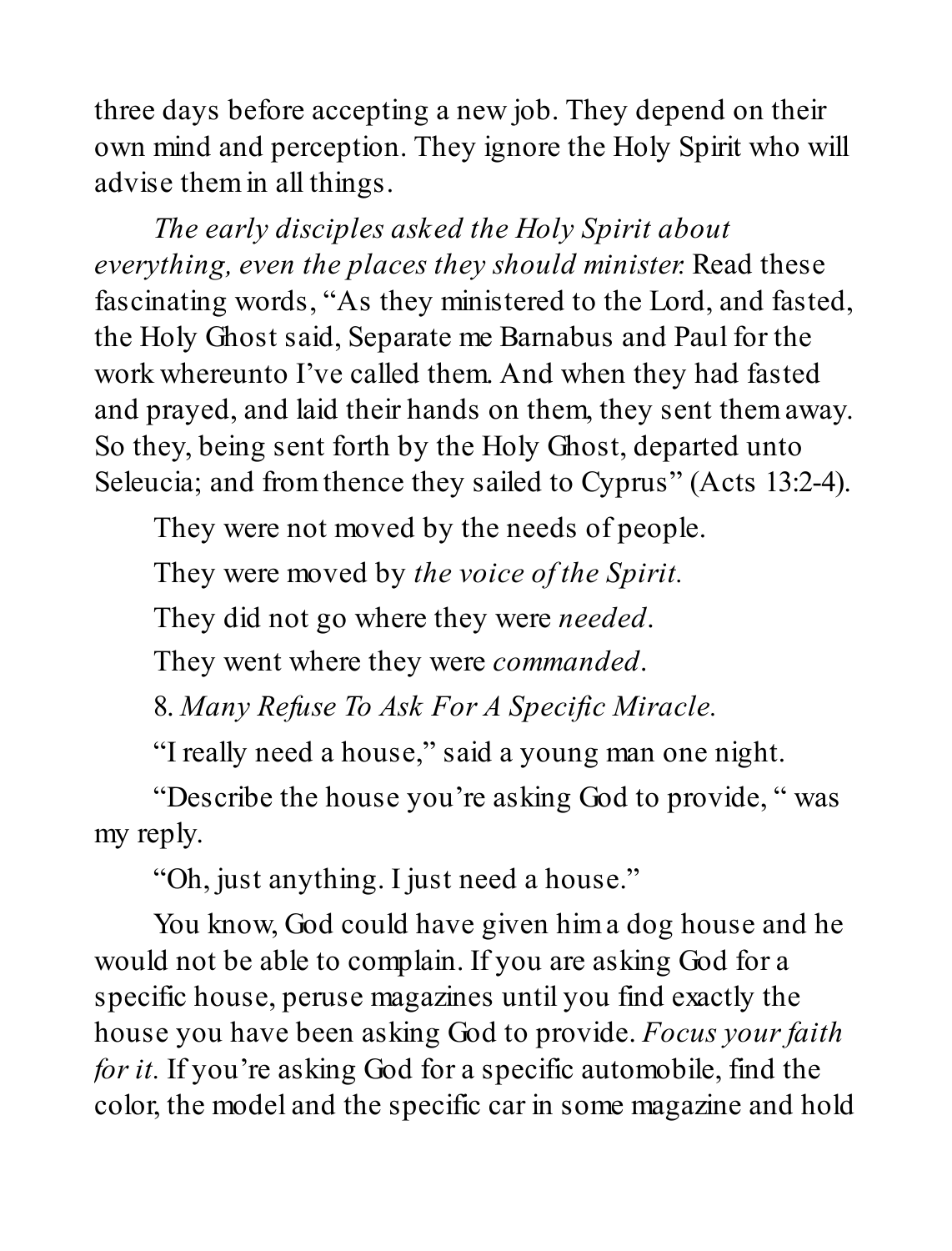three days before accepting a new job. They depend on their own mind and perception. They ignore the Holy Spirit who will advise them in all things.

*The early disciples asked the Holy Spirit about everything, even the places they should minister.* Read these fascinating words, "As they ministered to the Lord, and fasted, the Holy Ghost said, Separate me Barnabus and Paul for the work whereunto I've called them. And when they had fasted and prayed, and laid their hands on them, they sent them away. So they, being sent forth by the Holy Ghost, departed unto Seleucia; and from thence they sailed to Cyprus" (Acts 13:2-4).

They were not moved by the needs of people.

They were moved by *the voice of the Spirit.*

They did not go where they were *needed*.

They went where they were *commanded*.

8. *Many Refuse To Ask For A Specific Miracle.*

"I really need a house," said a young man one night.

"Describe the house you're asking God to provide, " was my reply.

"Oh, just anything. I just need a house."

You know, God could have given him a dog house and he would not be able to complain. If you are asking God for a specific house, peruse magazines until you find exactly the house you have been asking God to provide. *Focus your faith for it.* If you're asking God for a specific automobile, find the color, the model and the specific car in some magazine and hold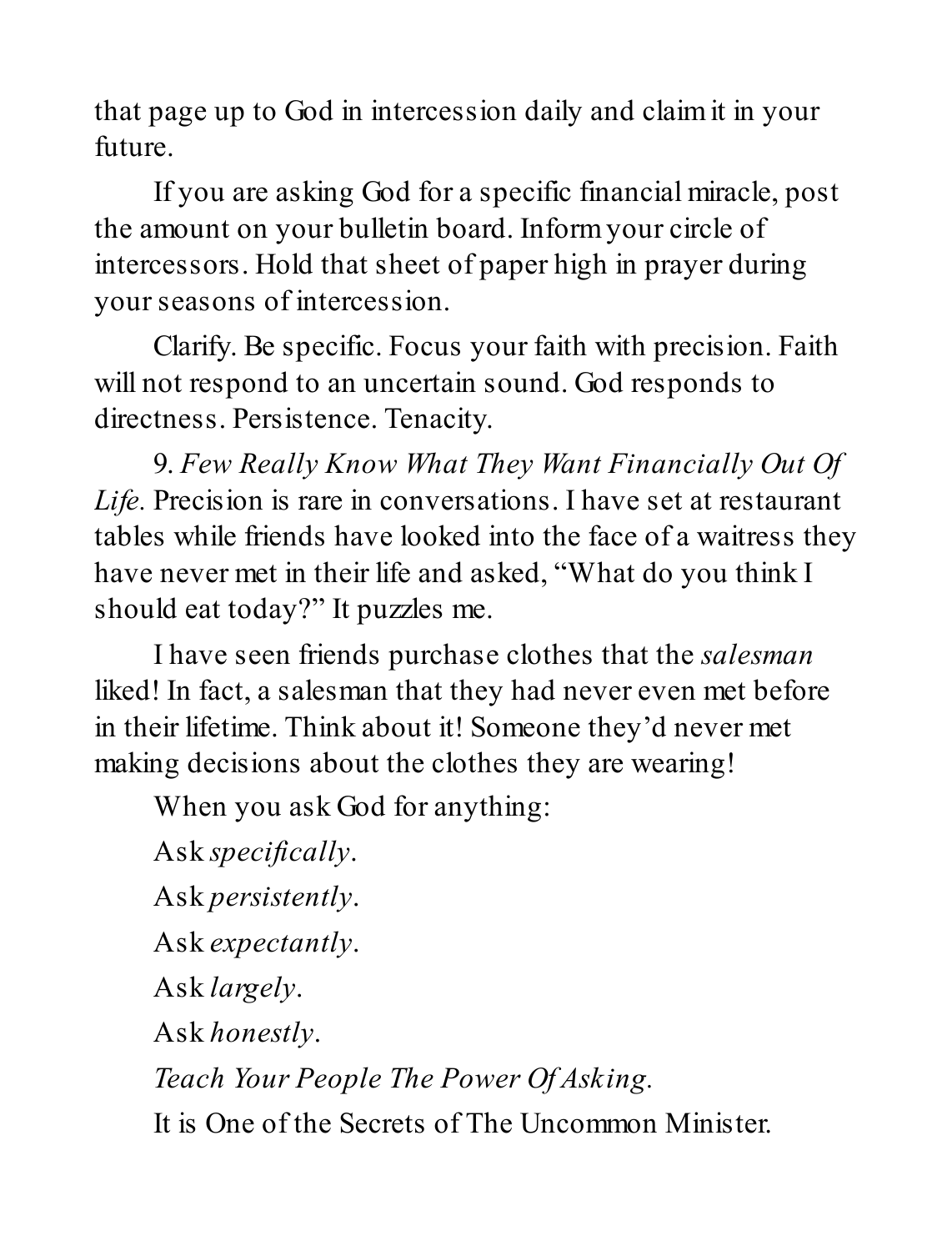that page up to God in intercession daily and claim it in your future.

If you are asking God for a specific financial miracle, post the amount on your bulletin board. Inform your circle of intercessors. Hold that sheet of paper high in prayer during your seasons of intercession.

Clarify. Be specific. Focus your faith with precision. Faith will not respond to an uncertain sound. God responds to directness. Persistence. Tenacity.

9. *Few Really Know What They Want Financially Out Of Life.* Precision is rare in conversations. I have set at restaurant tables while friends have looked into the face of a waitress they have never met in their life and asked, "What do you think I should eat today?" It puzzles me.

I have seen friends purchase clothes that the *salesman* liked! In fact, a salesman that they had never even met before in their lifetime. Think about it! Someone they'd never met making decisions about the clothes they are wearing!

When you ask God for anything:

Ask *specifically*.

Ask *persistently*.

Ask *expectantly*.

Ask *largely*.

Ask *honestly*.

*Teach Your People The Power Of Asking.*

It is One of the Secrets of The Uncommon Minister.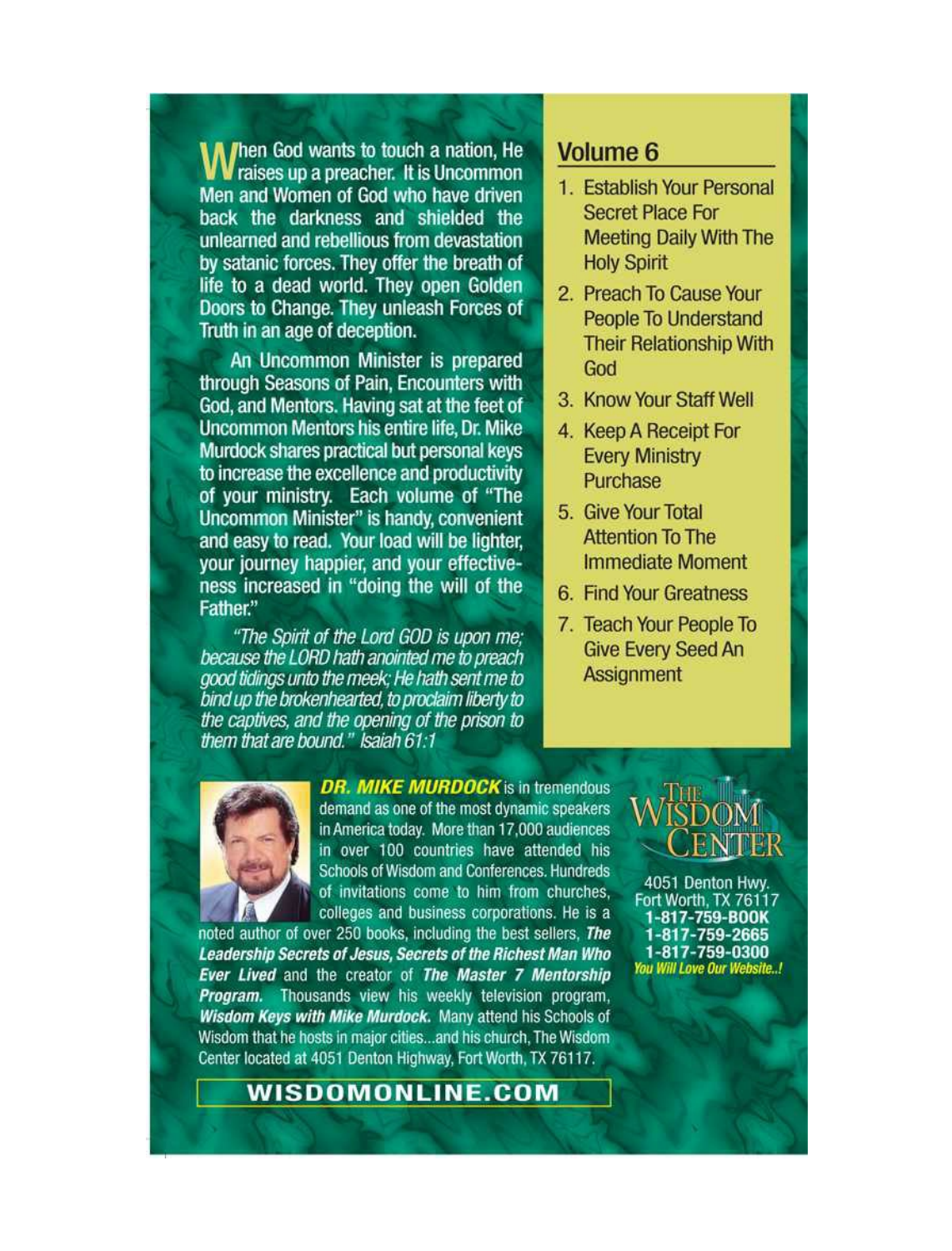When God wants to touch a nation, He raises up a preacher. It is Uncommon Men and Women of God who have driven back the darkness and shielded the unlearned and rebellious from devastation by satanic forces. They offer the breath of life to a dead world. They open Golden Doors to Change. They unleash Forces of Truth in an age of deception.

An Uncommon Minister is prepared through Seasons of Pain, Encounters with God, and Mentors. Having sat at the feet of Uncommon Mentors his entire life, Dr. Mike Murdock shares practical but personal keys to increase the excellence and productivity of your ministry. Each volume of "The Uncommon Minister" is handy, convenient and easy to read. Your load will be lighter, your journey happier, and your effectiveness increased in "doing the will of the Father."

*"The Spirit of the Lord GOD is upon me; because the LORD hath anointed me to preach good tidings unto the meek; He hath sent me to bind up the brokenhearted, to proclaim liberty to the captives, and the opening of the prison to them that are bound." Isaiah 61:1*

## Volume 6

1. Establish Your Personal Secret Place For Meeting Daily With The Holy Spirit
2. Preach To Cause Your People To Understand Their Relationship With God
3. Know Your Staff Well
4. Keep A Receipt For Every Ministry Purchase
5. Give Your Total Attention To The Immediate Moment
6. Find Your Greatness
7. Teach Your People To Give Every Seed An Assignment

***DR. MIKE MURDOCK*** is in tremendous demand as one of the most dynamic speakers in America today. More than 17,000 audiences in over 100 countries have attended his Schools of Wisdom and Conferences. Hundreds of invitations come to him from churches, colleges and business corporations. He is a noted author of over 250 books, including the best sellers, ***The Leadership Secrets of Jesus, Secrets of the Richest Man Who Ever Lived*** and the creator of ***The Master 7 Mentorship Program.*** Thousands view his weekly television program, ***Wisdom Keys with Mike Murdock.*** Many attend his Schools of Wisdom that he hosts in major cities...and his church, The Wisdom Center located at 4051 Denton Highway, Fort Worth, TX 76117.

**WISDOMONLINE.COM**

THE WISDOM CENTER

4051 Denton Hwy.
Fort Worth, TX 76117
**1-817-759-BOOK**
**1-817-759-2665**
**1-817-759-0300**
***You Will Love Our Website..!***